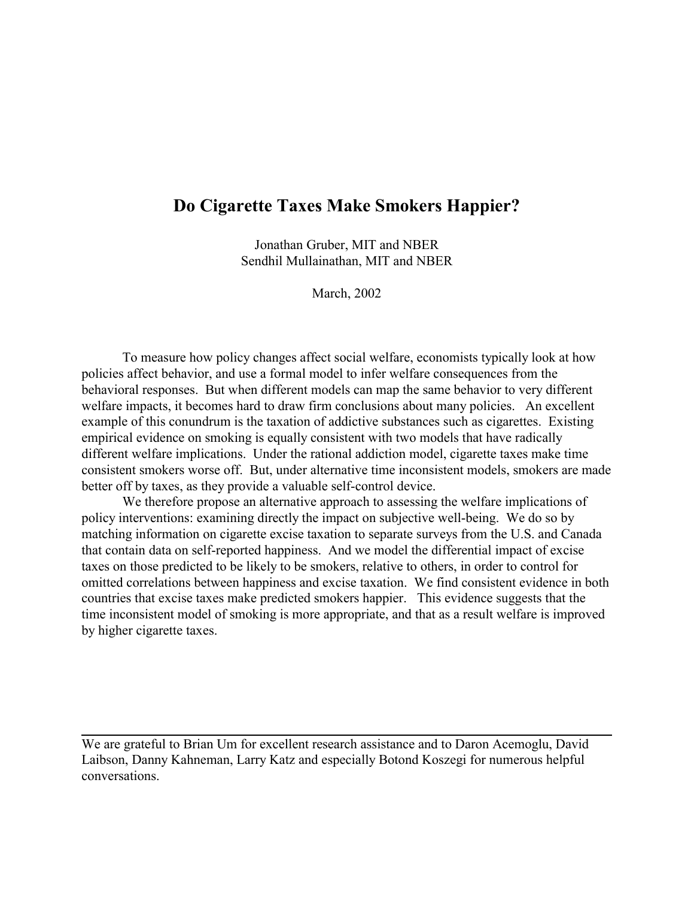# Do Cigarette Taxes Make Smokers Happier?

Jonathan Gruber, MIT and NBER
Sendhil Mullainathan, MIT and NBER

March, 2002

To measure how policy changes affect social welfare, economists typically look at how policies affect behavior, and use a formal model to infer welfare consequences from the behavioral responses. But when different models can map the same behavior to very different welfare impacts, it becomes hard to draw firm conclusions about many policies. An excellent example of this conundrum is the taxation of addictive substances such as cigarettes. Existing empirical evidence on smoking is equally consistent with two models that have radically different welfare implications. Under the rational addiction model, cigarette taxes make time consistent smokers worse off. But, under alternative time inconsistent models, smokers are made better off by taxes, as they provide a valuable self-control device.

We therefore propose an alternative approach to assessing the welfare implications of policy interventions: examining directly the impact on subjective well-being. We do so by matching information on cigarette excise taxation to separate surveys from the U.S. and Canada that contain data on self-reported happiness. And we model the differential impact of excise taxes on those predicted to be likely to be smokers, relative to others, in order to control for omitted correlations between happiness and excise taxation. We find consistent evidence in both countries that excise taxes make predicted smokers happier. This evidence suggests that the time inconsistent model of smoking is more appropriate, and that as a result welfare is improved by higher cigarette taxes.

---

We are grateful to Brian Um for excellent research assistance and to Daron Acemoglu, David Laibson, Danny Kahneman, Larry Katz and especially Botond Koszegi for numerous helpful conversations.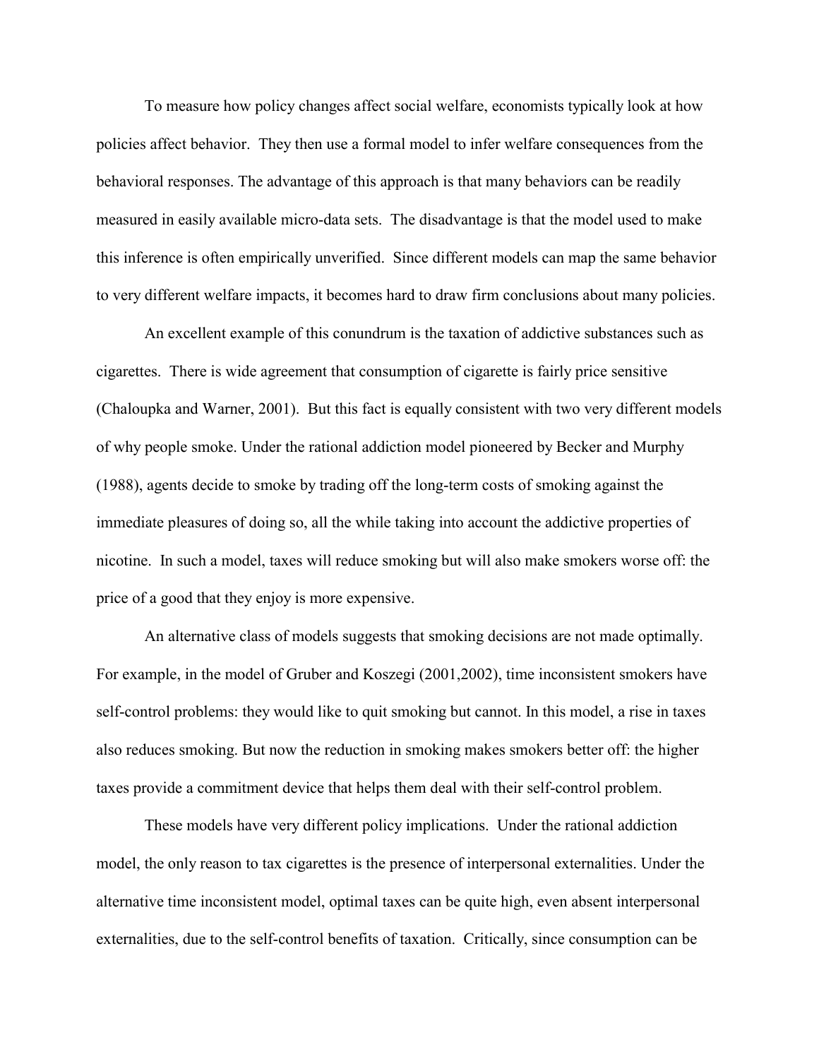To measure how policy changes affect social welfare, economists typically look at how policies affect behavior. They then use a formal model to infer welfare consequences from the behavioral responses. The advantage of this approach is that many behaviors can be readily measured in easily available micro-data sets. The disadvantage is that the model used to make this inference is often empirically unverified. Since different models can map the same behavior to very different welfare impacts, it becomes hard to draw firm conclusions about many policies.

An excellent example of this conundrum is the taxation of addictive substances such as cigarettes. There is wide agreement that consumption of cigarette is fairly price sensitive (Chaloupka and Warner, 2001). But this fact is equally consistent with two very different models of why people smoke. Under the rational addiction model pioneered by Becker and Murphy (1988), agents decide to smoke by trading off the long-term costs of smoking against the immediate pleasures of doing so, all the while taking into account the addictive properties of nicotine. In such a model, taxes will reduce smoking but will also make smokers worse off: the price of a good that they enjoy is more expensive.

An alternative class of models suggests that smoking decisions are not made optimally. For example, in the model of Gruber and Koszegi (2001,2002), time inconsistent smokers have self-control problems: they would like to quit smoking but cannot. In this model, a rise in taxes also reduces smoking. But now the reduction in smoking makes smokers better off: the higher taxes provide a commitment device that helps them deal with their self-control problem.

These models have very different policy implications. Under the rational addiction model, the only reason to tax cigarettes is the presence of interpersonal externalities. Under the alternative time inconsistent model, optimal taxes can be quite high, even absent interpersonal externalities, due to the self-control benefits of taxation. Critically, since consumption can be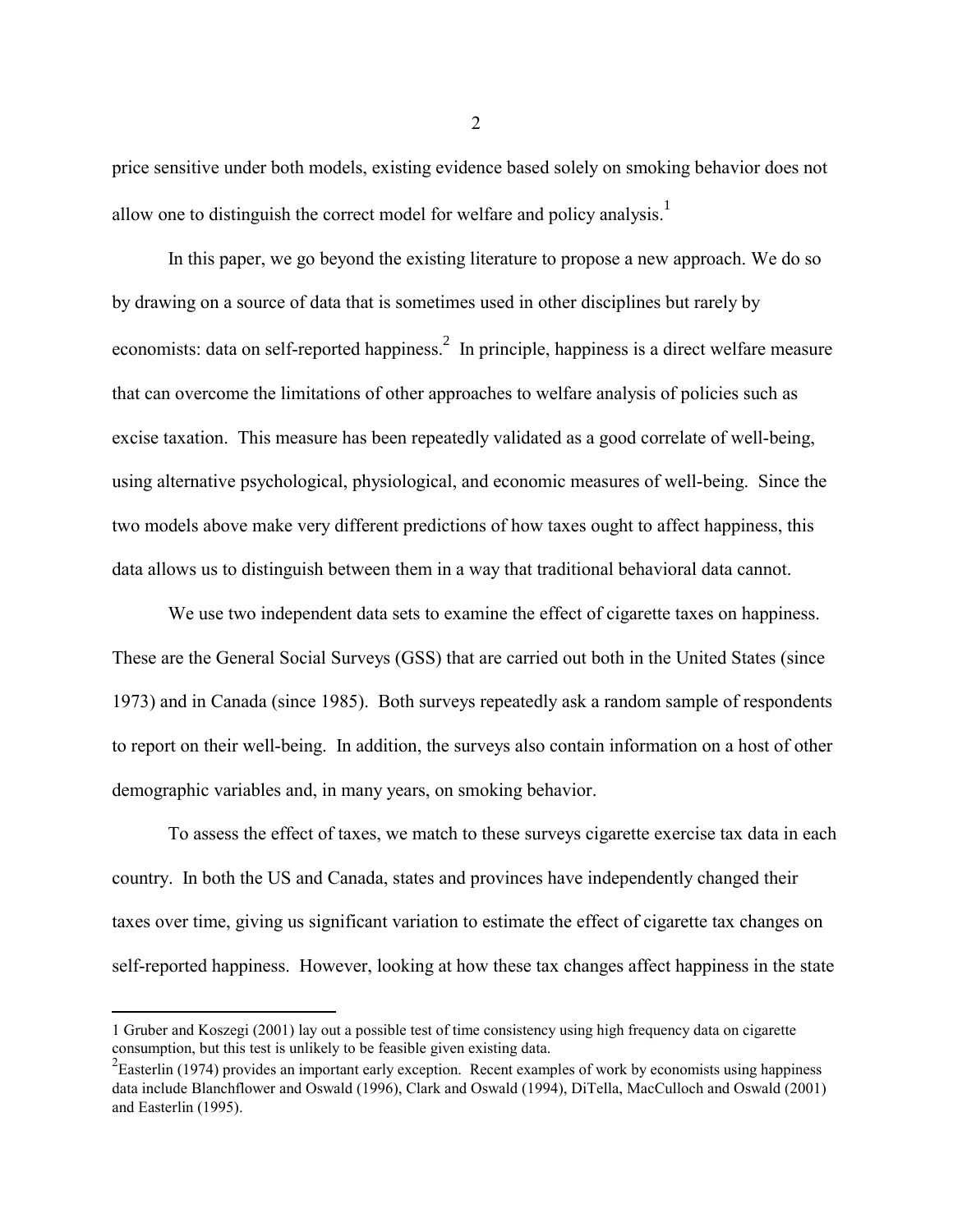price sensitive under both models, existing evidence based solely on smoking behavior does not allow one to distinguish the correct model for welfare and policy analysis.[1]

In this paper, we go beyond the existing literature to propose a new approach. We do so by drawing on a source of data that is sometimes used in other disciplines but rarely by economists: data on self-reported happiness.[2] In principle, happiness is a direct welfare measure that can overcome the limitations of other approaches to welfare analysis of policies such as excise taxation. This measure has been repeatedly validated as a good correlate of well-being, using alternative psychological, physiological, and economic measures of well-being. Since the two models above make very different predictions of how taxes ought to affect happiness, this data allows us to distinguish between them in a way that traditional behavioral data cannot.

We use two independent data sets to examine the effect of cigarette taxes on happiness. These are the General Social Surveys (GSS) that are carried out both in the United States (since 1973) and in Canada (since 1985). Both surveys repeatedly ask a random sample of respondents to report on their well-being. In addition, the surveys also contain information on a host of other demographic variables and, in many years, on smoking behavior.

To assess the effect of taxes, we match to these surveys cigarette exercise tax data in each country. In both the US and Canada, states and provinces have independently changed their taxes over time, giving us significant variation to estimate the effect of cigarette tax changes on self-reported happiness. However, looking at how these tax changes affect happiness in the state

---

1 Gruber and Koszegi (2001) lay out a possible test of time consistency using high frequency data on cigarette consumption, but this test is unlikely to be feasible given existing data.

2 Easterlin (1974) provides an important early exception. Recent examples of work by economists using happiness data include Blanchflower and Oswald (1996), Clark and Oswald (1994), DiTella, MacCulloch and Oswald (2001) and Easterlin (1995).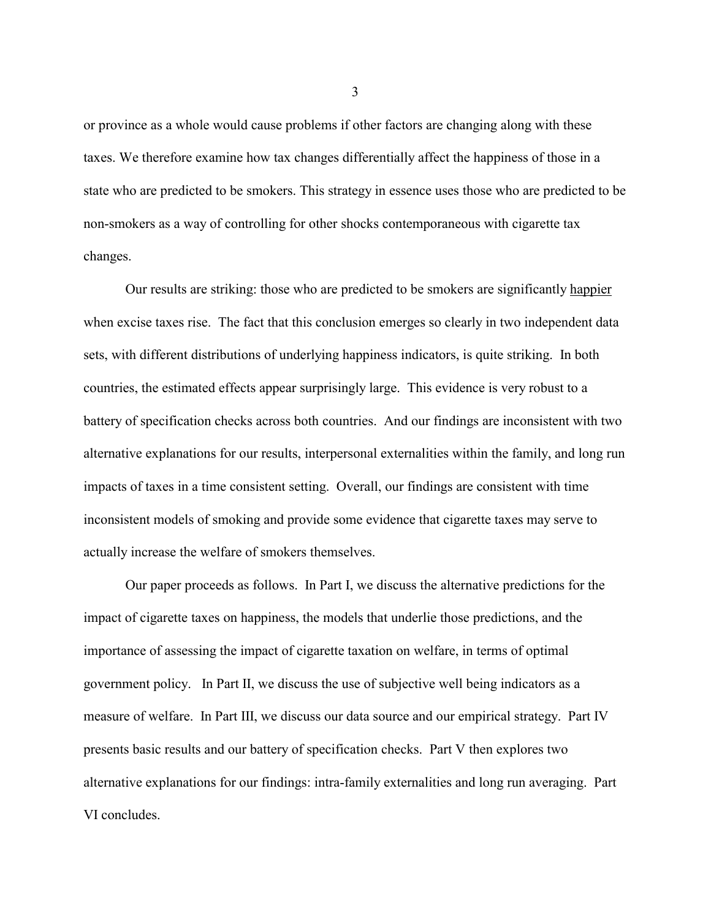or province as a whole would cause problems if other factors are changing along with these taxes. We therefore examine how tax changes differentially affect the happiness of those in a state who are predicted to be smokers. This strategy in essence uses those who are predicted to be non-smokers as a way of controlling for other shocks contemporaneous with cigarette tax changes.

Our results are striking: those who are predicted to be smokers are significantly <u>happier</u> when excise taxes rise. The fact that this conclusion emerges so clearly in two independent data sets, with different distributions of underlying happiness indicators, is quite striking. In both countries, the estimated effects appear surprisingly large. This evidence is very robust to a battery of specification checks across both countries. And our findings are inconsistent with two alternative explanations for our results, interpersonal externalities within the family, and long run impacts of taxes in a time consistent setting. Overall, our findings are consistent with time inconsistent models of smoking and provide some evidence that cigarette taxes may serve to actually increase the welfare of smokers themselves.

Our paper proceeds as follows. In Part I, we discuss the alternative predictions for the impact of cigarette taxes on happiness, the models that underlie those predictions, and the importance of assessing the impact of cigarette taxation on welfare, in terms of optimal government policy. In Part II, we discuss the use of subjective well being indicators as a measure of welfare. In Part III, we discuss our data source and our empirical strategy. Part IV presents basic results and our battery of specification checks. Part V then explores two alternative explanations for our findings: intra-family externalities and long run averaging. Part VI concludes.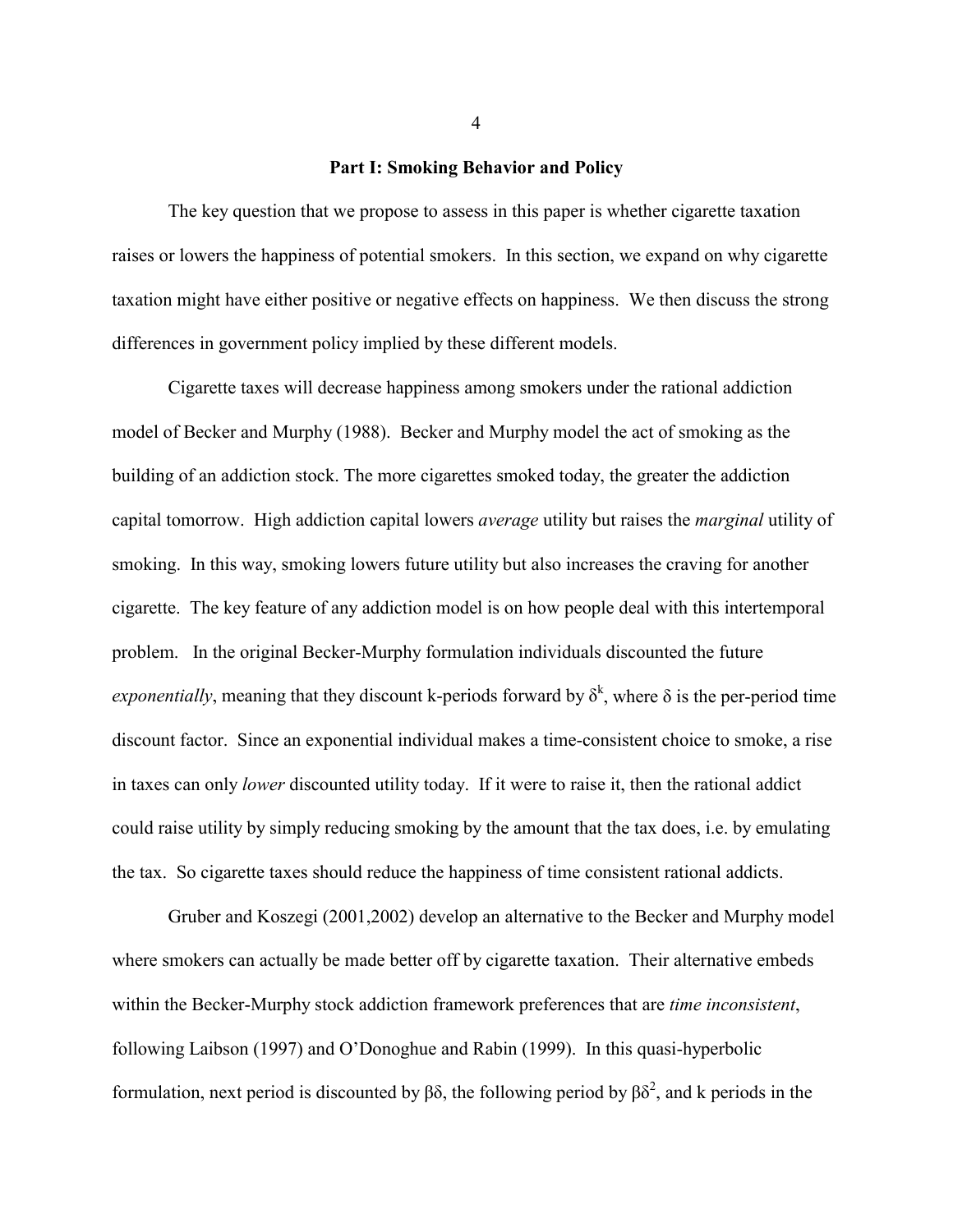## Part I: Smoking Behavior and Policy

The key question that we propose to assess in this paper is whether cigarette taxation raises or lowers the happiness of potential smokers. In this section, we expand on why cigarette taxation might have either positive or negative effects on happiness. We then discuss the strong differences in government policy implied by these different models.

Cigarette taxes will decrease happiness among smokers under the rational addiction model of Becker and Murphy (1988). Becker and Murphy model the act of smoking as the building of an addiction stock. The more cigarettes smoked today, the greater the addiction capital tomorrow. High addiction capital lowers *average* utility but raises the *marginal* utility of smoking. In this way, smoking lowers future utility but also increases the craving for another cigarette. The key feature of any addiction model is on how people deal with this intertemporal problem. In the original Becker-Murphy formulation individuals discounted the future *exponentially*, meaning that they discount k-periods forward by $\delta^k$, where $\delta$ is the per-period time discount factor. Since an exponential individual makes a time-consistent choice to smoke, a rise in taxes can only *lower* discounted utility today. If it were to raise it, then the rational addict could raise utility by simply reducing smoking by the amount that the tax does, i.e. by emulating the tax. So cigarette taxes should reduce the happiness of time consistent rational addicts.

Gruber and Koszegi (2001,2002) develop an alternative to the Becker and Murphy model where smokers can actually be made better off by cigarette taxation. Their alternative embeds within the Becker-Murphy stock addiction framework preferences that are *time inconsistent*, following Laibson (1997) and O'Donoghue and Rabin (1999). In this quasi-hyperbolic formulation, next period is discounted by $\beta\delta$, the following period by $\beta\delta^2$, and k periods in the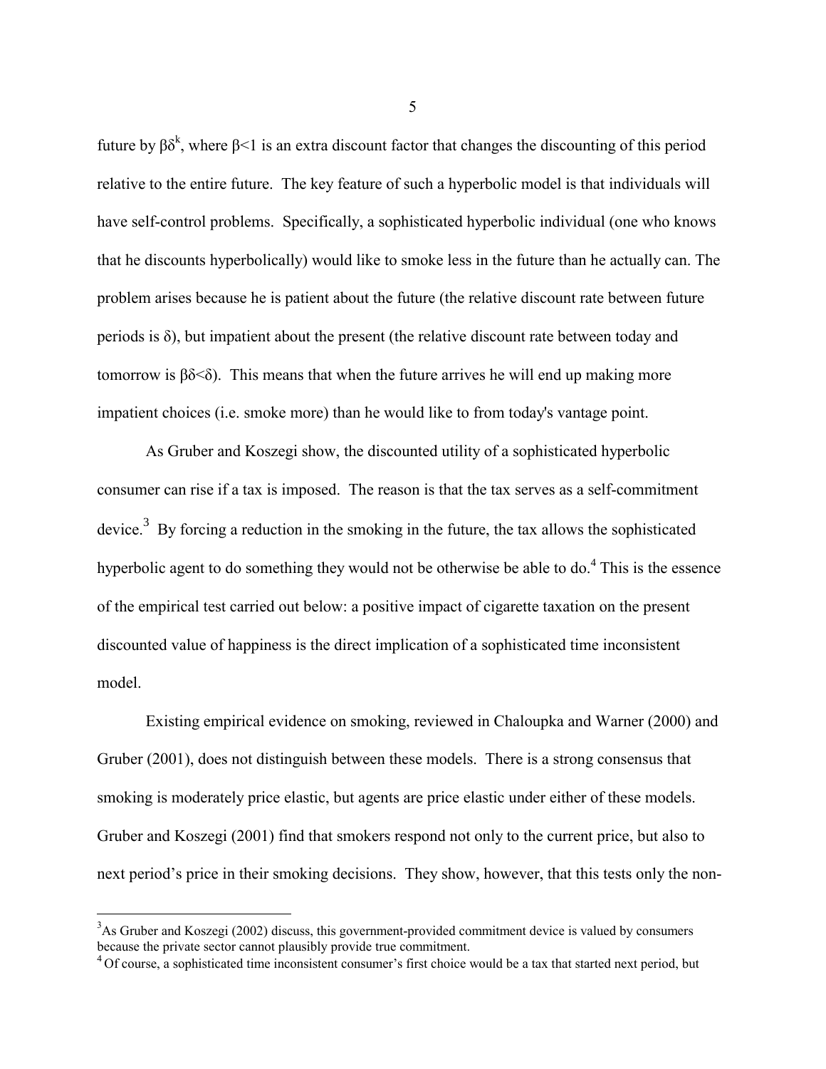future by $\beta\delta^k$, where $\beta<1$ is an extra discount factor that changes the discounting of this period relative to the entire future. The key feature of such a hyperbolic model is that individuals will have self-control problems. Specifically, a sophisticated hyperbolic individual (one who knows that he discounts hyperbolically) would like to smoke less in the future than he actually can. The problem arises because he is patient about the future (the relative discount rate between future periods is $\delta$), but impatient about the present (the relative discount rate between today and tomorrow is $\beta\delta<\delta$). This means that when the future arrives he will end up making more impatient choices (i.e. smoke more) than he would like to from today's vantage point.

As Gruber and Koszegi show, the discounted utility of a sophisticated hyperbolic consumer can rise if a tax is imposed. The reason is that the tax serves as a self-commitment device.[3] By forcing a reduction in the smoking in the future, the tax allows the sophisticated hyperbolic agent to do something they would not be otherwise be able to do.[4] This is the essence of the empirical test carried out below: a positive impact of cigarette taxation on the present discounted value of happiness is the direct implication of a sophisticated time inconsistent model.

Existing empirical evidence on smoking, reviewed in Chaloupka and Warner (2000) and Gruber (2001), does not distinguish between these models. There is a strong consensus that smoking is moderately price elastic, but agents are price elastic under either of these models. Gruber and Koszegi (2001) find that smokers respond not only to the current price, but also to next period's price in their smoking decisions. They show, however, that this tests only the non-

[3] As Gruber and Koszegi (2002) discuss, this government-provided commitment device is valued by consumers because the private sector cannot plausibly provide true commitment.

[4] Of course, a sophisticated time inconsistent consumer's first choice would be a tax that started next period, but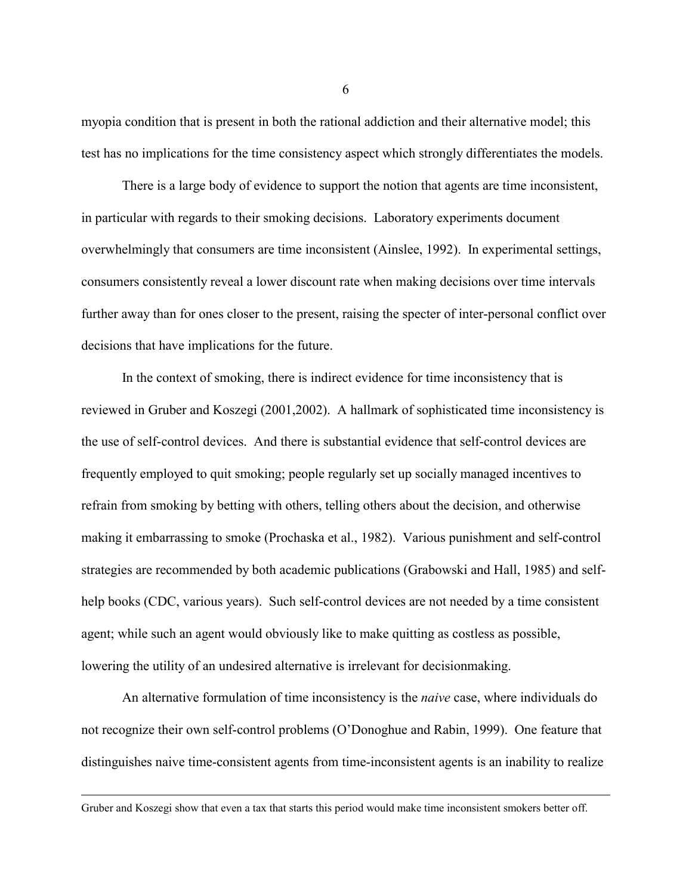myopia condition that is present in both the rational addiction and their alternative model; this test has no implications for the time consistency aspect which strongly differentiates the models.

There is a large body of evidence to support the notion that agents are time inconsistent, in particular with regards to their smoking decisions. Laboratory experiments document overwhelmingly that consumers are time inconsistent (Ainslee, 1992). In experimental settings, consumers consistently reveal a lower discount rate when making decisions over time intervals further away than for ones closer to the present, raising the specter of inter-personal conflict over decisions that have implications for the future.

In the context of smoking, there is indirect evidence for time inconsistency that is reviewed in Gruber and Koszegi (2001,2002). A hallmark of sophisticated time inconsistency is the use of self-control devices. And there is substantial evidence that self-control devices are frequently employed to quit smoking; people regularly set up socially managed incentives to refrain from smoking by betting with others, telling others about the decision, and otherwise making it embarrassing to smoke (Prochaska et al., 1982). Various punishment and self-control strategies are recommended by both academic publications (Grabowski and Hall, 1985) and self-help books (CDC, various years). Such self-control devices are not needed by a time consistent agent; while such an agent would obviously like to make quitting as costless as possible, lowering the utility of an undesired alternative is irrelevant for decisionmaking.

An alternative formulation of time inconsistency is the *naive* case, where individuals do not recognize their own self-control problems (O'Donoghue and Rabin, 1999). One feature that distinguishes naive time-consistent agents from time-inconsistent agents is an inability to realize

---

Gruber and Koszegi show that even a tax that starts this period would make time inconsistent smokers better off.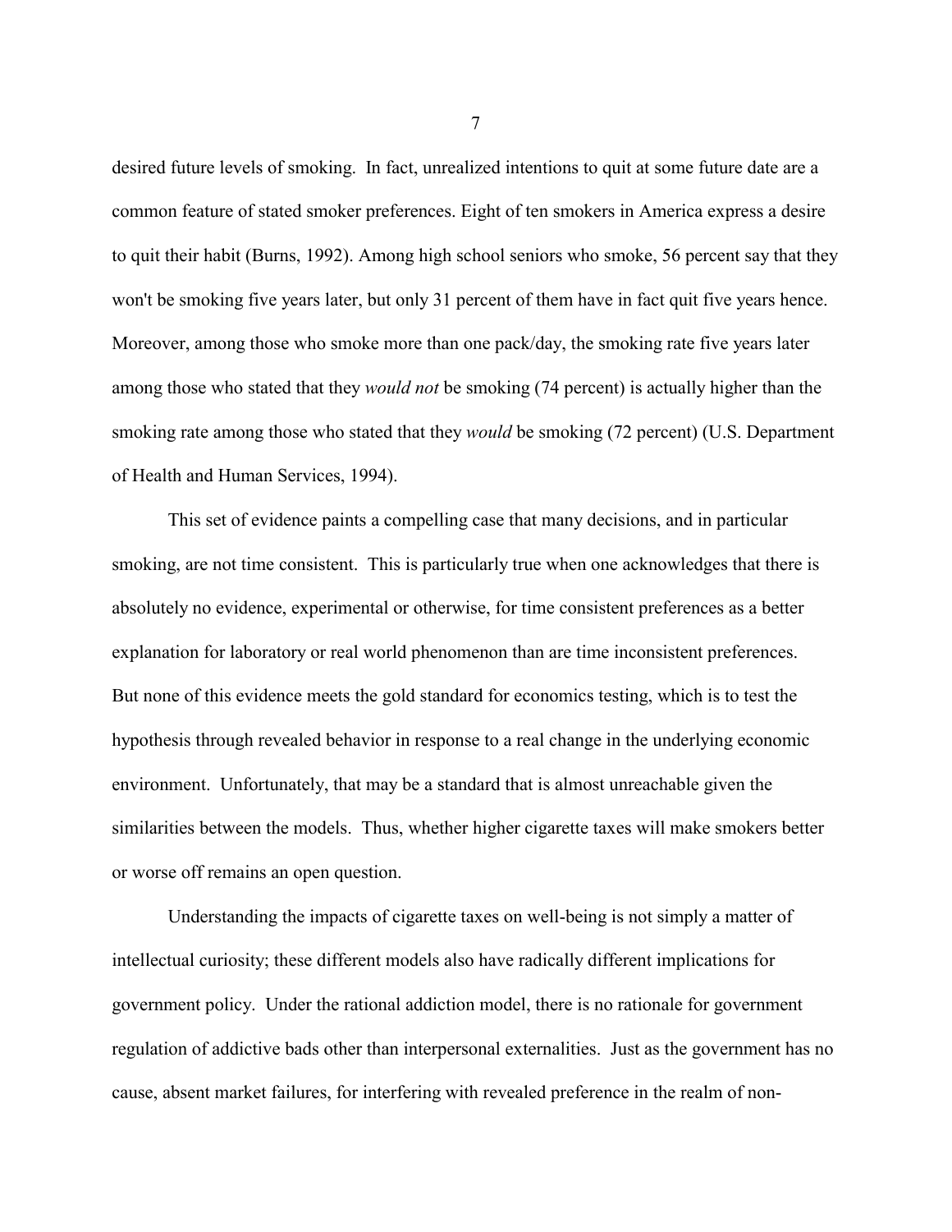desired future levels of smoking. In fact, unrealized intentions to quit at some future date are a common feature of stated smoker preferences. Eight of ten smokers in America express a desire to quit their habit (Burns, 1992). Among high school seniors who smoke, 56 percent say that they won't be smoking five years later, but only 31 percent of them have in fact quit five years hence. Moreover, among those who smoke more than one pack/day, the smoking rate five years later among those who stated that they *would not* be smoking (74 percent) is actually higher than the smoking rate among those who stated that they *would* be smoking (72 percent) (U.S. Department of Health and Human Services, 1994).

This set of evidence paints a compelling case that many decisions, and in particular smoking, are not time consistent. This is particularly true when one acknowledges that there is absolutely no evidence, experimental or otherwise, for time consistent preferences as a better explanation for laboratory or real world phenomenon than are time inconsistent preferences. But none of this evidence meets the gold standard for economics testing, which is to test the hypothesis through revealed behavior in response to a real change in the underlying economic environment. Unfortunately, that may be a standard that is almost unreachable given the similarities between the models. Thus, whether higher cigarette taxes will make smokers better or worse off remains an open question.

Understanding the impacts of cigarette taxes on well-being is not simply a matter of intellectual curiosity; these different models also have radically different implications for government policy. Under the rational addiction model, there is no rationale for government regulation of addictive bads other than interpersonal externalities. Just as the government has no cause, absent market failures, for interfering with revealed preference in the realm of non-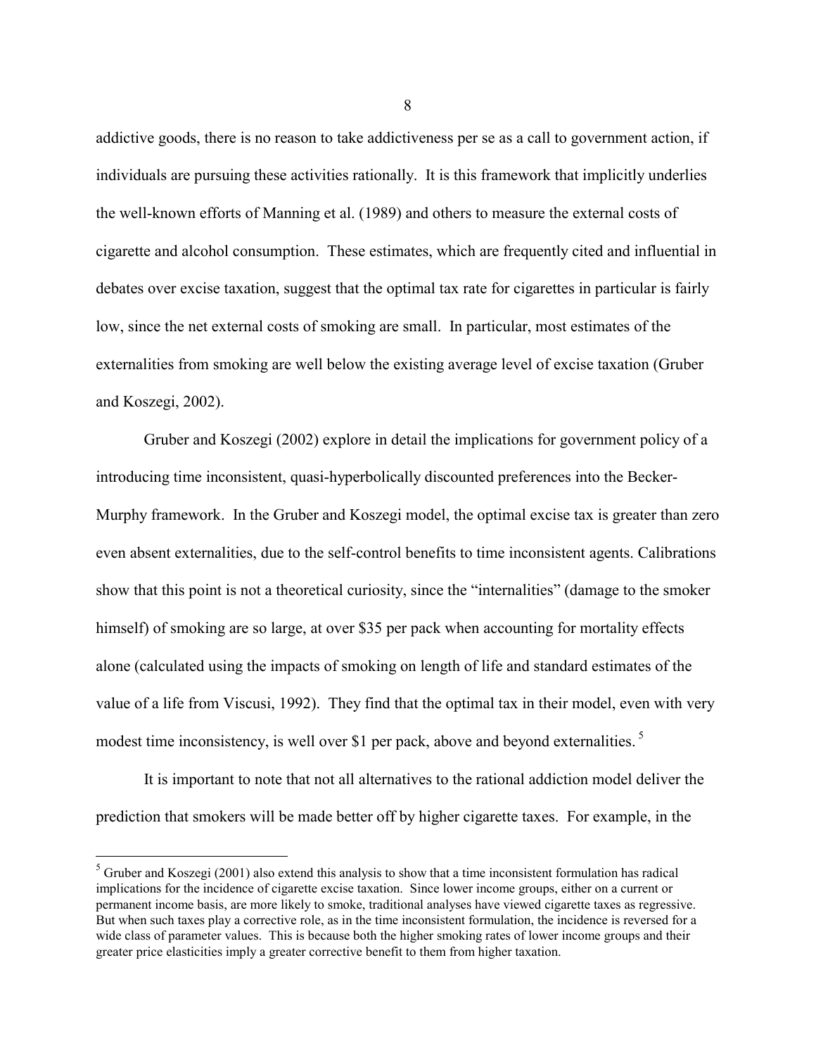addictive goods, there is no reason to take addictiveness per se as a call to government action, if individuals are pursuing these activities rationally. It is this framework that implicitly underlies the well-known efforts of Manning et al. (1989) and others to measure the external costs of cigarette and alcohol consumption. These estimates, which are frequently cited and influential in debates over excise taxation, suggest that the optimal tax rate for cigarettes in particular is fairly low, since the net external costs of smoking are small. In particular, most estimates of the externalities from smoking are well below the existing average level of excise taxation (Gruber and Koszegi, 2002).

Gruber and Koszegi (2002) explore in detail the implications for government policy of a introducing time inconsistent, quasi-hyperbolically discounted preferences into the Becker-Murphy framework. In the Gruber and Koszegi model, the optimal excise tax is greater than zero even absent externalities, due to the self-control benefits to time inconsistent agents. Calibrations show that this point is not a theoretical curiosity, since the "internalities" (damage to the smoker himself) of smoking are so large, at over $35 per pack when accounting for mortality effects alone (calculated using the impacts of smoking on length of life and standard estimates of the value of a life from Viscusi, 1992). They find that the optimal tax in their model, even with very modest time inconsistency, is well over $1 per pack, above and beyond externalities. [5]

It is important to note that not all alternatives to the rational addiction model deliver the prediction that smokers will be made better off by higher cigarette taxes. For example, in the

---

[5] Gruber and Koszegi (2001) also extend this analysis to show that a time inconsistent formulation has radical implications for the incidence of cigarette excise taxation. Since lower income groups, either on a current or permanent income basis, are more likely to smoke, traditional analyses have viewed cigarette taxes as regressive. But when such taxes play a corrective role, as in the time inconsistent formulation, the incidence is reversed for a wide class of parameter values. This is because both the higher smoking rates of lower income groups and their greater price elasticities imply a greater corrective benefit to them from higher taxation.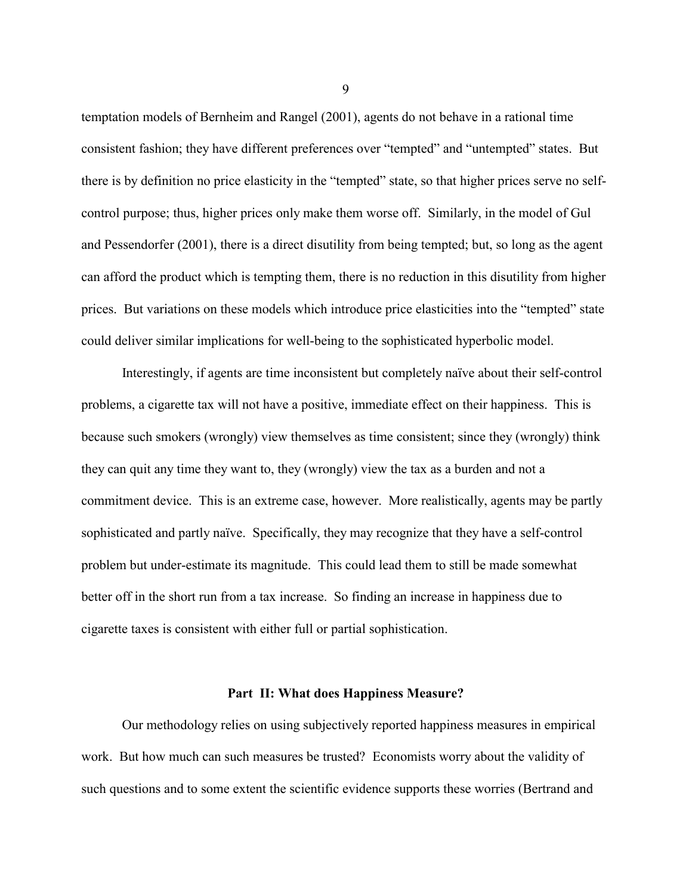temptation models of Bernheim and Rangel (2001), agents do not behave in a rational time consistent fashion; they have different preferences over "tempted" and "untempted" states. But there is by definition no price elasticity in the "tempted" state, so that higher prices serve no self-control purpose; thus, higher prices only make them worse off. Similarly, in the model of Gul and Pessendorfer (2001), there is a direct disutility from being tempted; but, so long as the agent can afford the product which is tempting them, there is no reduction in this disutility from higher prices. But variations on these models which introduce price elasticities into the "tempted" state could deliver similar implications for well-being to the sophisticated hyperbolic model.

Interestingly, if agents are time inconsistent but completely naïve about their self-control problems, a cigarette tax will not have a positive, immediate effect on their happiness. This is because such smokers (wrongly) view themselves as time consistent; since they (wrongly) think they can quit any time they want to, they (wrongly) view the tax as a burden and not a commitment device. This is an extreme case, however. More realistically, agents may be partly sophisticated and partly naïve. Specifically, they may recognize that they have a self-control problem but under-estimate its magnitude. This could lead them to still be made somewhat better off in the short run from a tax increase. So finding an increase in happiness due to cigarette taxes is consistent with either full or partial sophistication.

## Part II: What does Happiness Measure?

Our methodology relies on using subjectively reported happiness measures in empirical work. But how much can such measures be trusted? Economists worry about the validity of such questions and to some extent the scientific evidence supports these worries (Bertrand and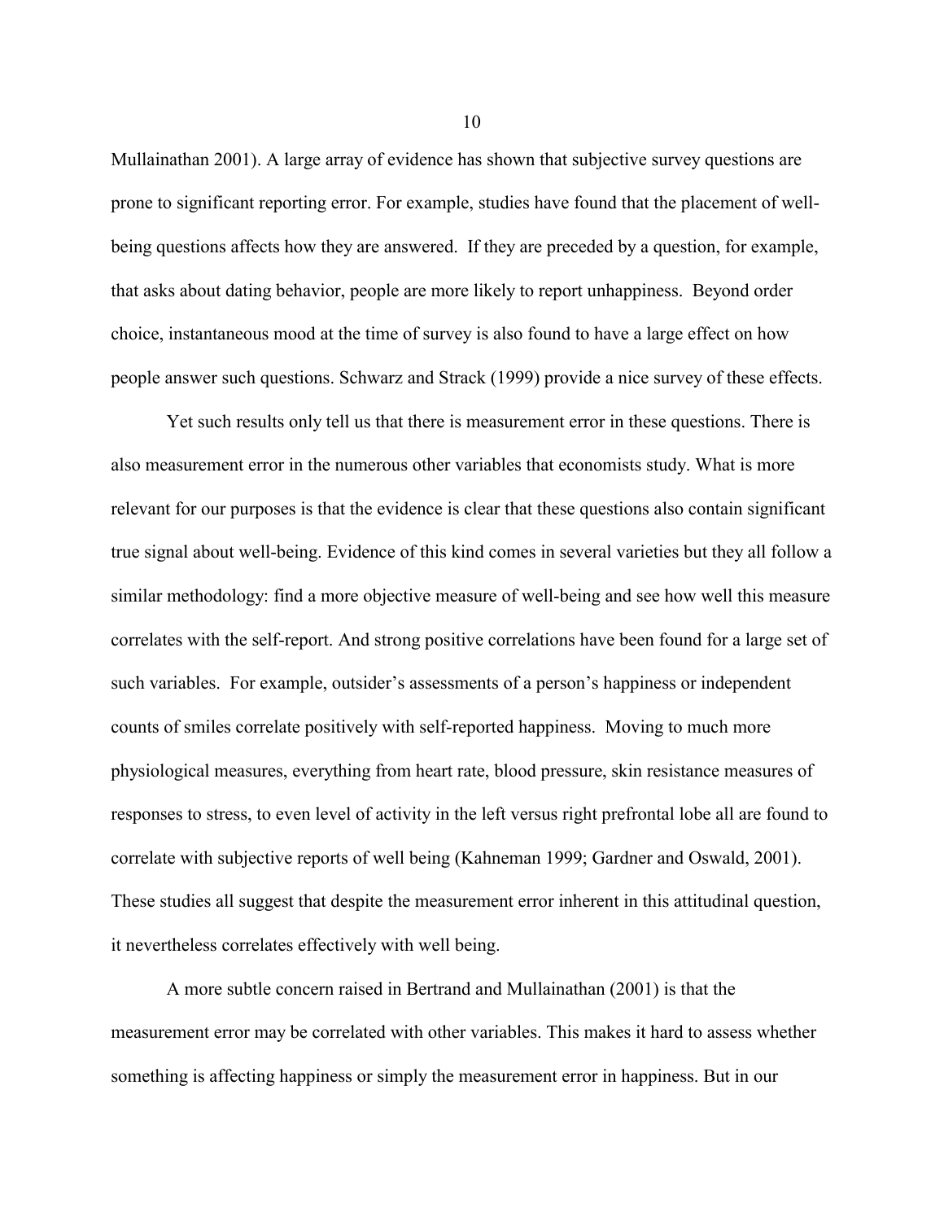Mullainathan 2001). A large array of evidence has shown that subjective survey questions are prone to significant reporting error. For example, studies have found that the placement of well-being questions affects how they are answered. If they are preceded by a question, for example, that asks about dating behavior, people are more likely to report unhappiness. Beyond order choice, instantaneous mood at the time of survey is also found to have a large effect on how people answer such questions. Schwarz and Strack (1999) provide a nice survey of these effects.

Yet such results only tell us that there is measurement error in these questions. There is also measurement error in the numerous other variables that economists study. What is more relevant for our purposes is that the evidence is clear that these questions also contain significant true signal about well-being. Evidence of this kind comes in several varieties but they all follow a similar methodology: find a more objective measure of well-being and see how well this measure correlates with the self-report. And strong positive correlations have been found for a large set of such variables. For example, outsider's assessments of a person's happiness or independent counts of smiles correlate positively with self-reported happiness. Moving to much more physiological measures, everything from heart rate, blood pressure, skin resistance measures of responses to stress, to even level of activity in the left versus right prefrontal lobe all are found to correlate with subjective reports of well being (Kahneman 1999; Gardner and Oswald, 2001). These studies all suggest that despite the measurement error inherent in this attitudinal question, it nevertheless correlates effectively with well being.

A more subtle concern raised in Bertrand and Mullainathan (2001) is that the measurement error may be correlated with other variables. This makes it hard to assess whether something is affecting happiness or simply the measurement error in happiness. But in our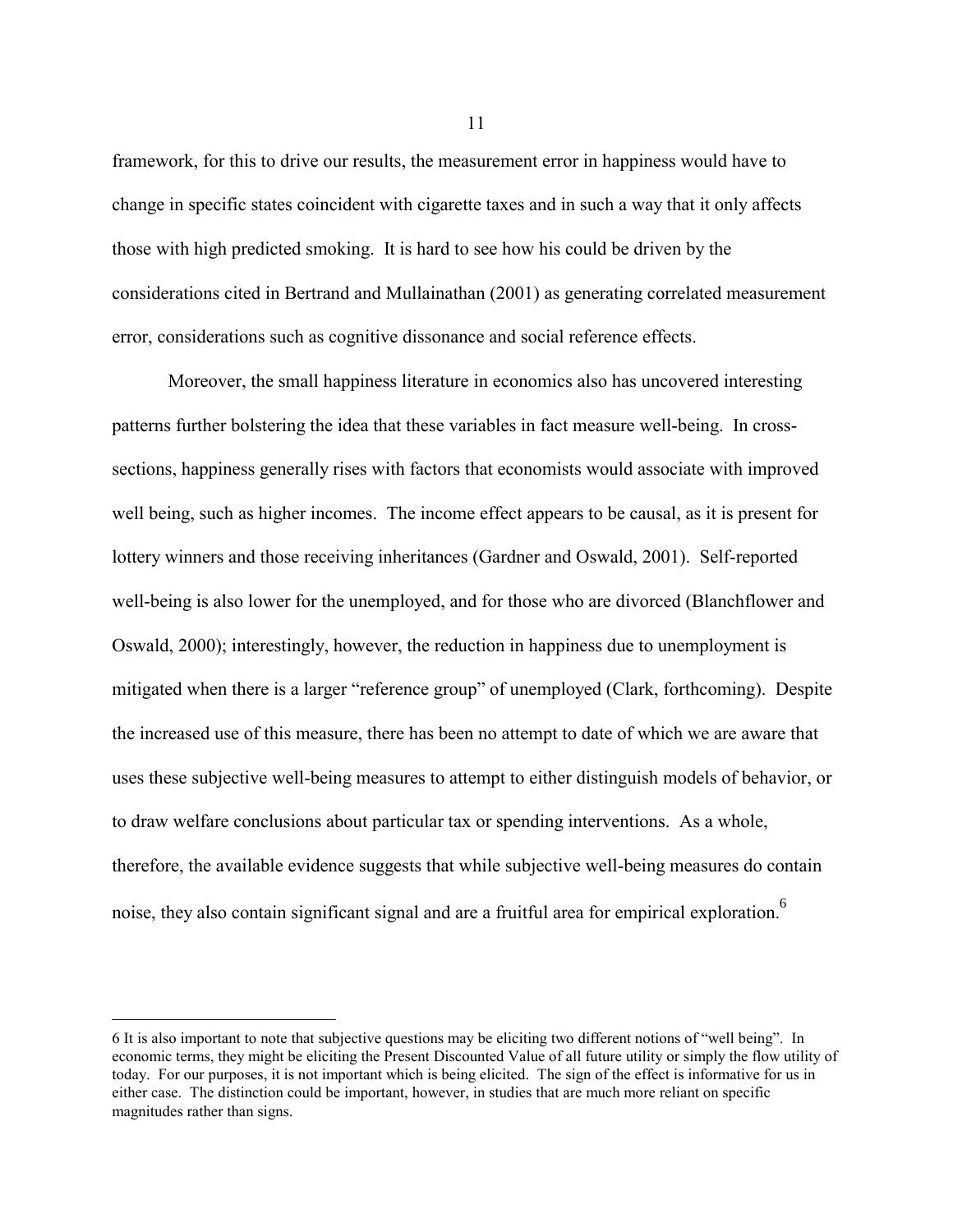framework, for this to drive our results, the measurement error in happiness would have to change in specific states coincident with cigarette taxes and in such a way that it only affects those with high predicted smoking. It is hard to see how his could be driven by the considerations cited in Bertrand and Mullainathan (2001) as generating correlated measurement error, considerations such as cognitive dissonance and social reference effects.

Moreover, the small happiness literature in economics also has uncovered interesting patterns further bolstering the idea that these variables in fact measure well-being. In cross-sections, happiness generally rises with factors that economists would associate with improved well being, such as higher incomes. The income effect appears to be causal, as it is present for lottery winners and those receiving inheritances (Gardner and Oswald, 2001). Self-reported well-being is also lower for the unemployed, and for those who are divorced (Blanchflower and Oswald, 2000); interestingly, however, the reduction in happiness due to unemployment is mitigated when there is a larger "reference group" of unemployed (Clark, forthcoming). Despite the increased use of this measure, there has been no attempt to date of which we are aware that uses these subjective well-being measures to attempt to either distinguish models of behavior, or to draw welfare conclusions about particular tax or spending interventions. As a whole, therefore, the available evidence suggests that while subjective well-being measures do contain noise, they also contain significant signal and are a fruitful area for empirical exploration.[6]

---

6 It is also important to note that subjective questions may be eliciting two different notions of "well being". In economic terms, they might be eliciting the Present Discounted Value of all future utility or simply the flow utility of today. For our purposes, it is not important which is being elicited. The sign of the effect is informative for us in either case. The distinction could be important, however, in studies that are much more reliant on specific magnitudes rather than signs.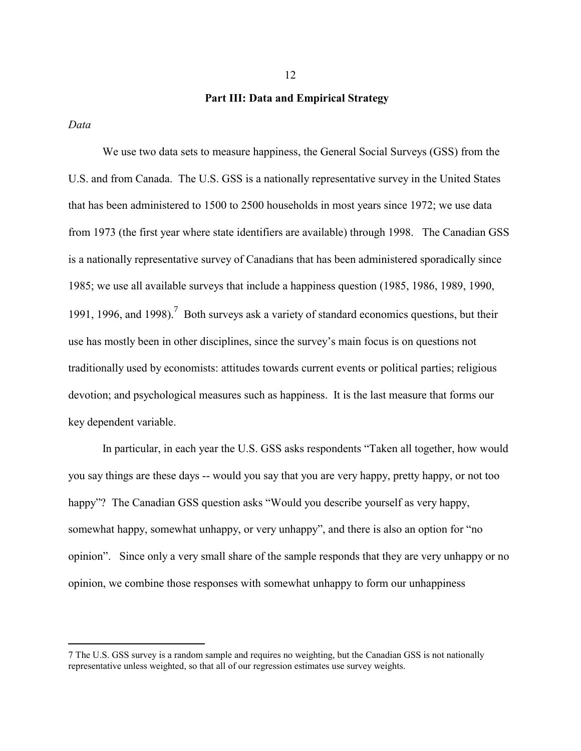## Part III: Data and Empirical Strategy

*Data*

We use two data sets to measure happiness, the General Social Surveys (GSS) from the U.S. and from Canada. The U.S. GSS is a nationally representative survey in the United States that has been administered to 1500 to 2500 households in most years since 1972; we use data from 1973 (the first year where state identifiers are available) through 1998. The Canadian GSS is a nationally representative survey of Canadians that has been administered sporadically since 1985; we use all available surveys that include a happiness question (1985, 1986, 1989, 1990, 1991, 1996, and 1998).[7] Both surveys ask a variety of standard economics questions, but their use has mostly been in other disciplines, since the survey's main focus is on questions not traditionally used by economists: attitudes towards current events or political parties; religious devotion; and psychological measures such as happiness. It is the last measure that forms our key dependent variable.

In particular, in each year the U.S. GSS asks respondents "Taken all together, how would you say things are these days -- would you say that you are very happy, pretty happy, or not too happy"? The Canadian GSS question asks "Would you describe yourself as very happy, somewhat happy, somewhat unhappy, or very unhappy", and there is also an option for "no opinion". Since only a very small share of the sample responds that they are very unhappy or no opinion, we combine those responses with somewhat unhappy to form our unhappiness

---

7 The U.S. GSS survey is a random sample and requires no weighting, but the Canadian GSS is not nationally representative unless weighted, so that all of our regression estimates use survey weights.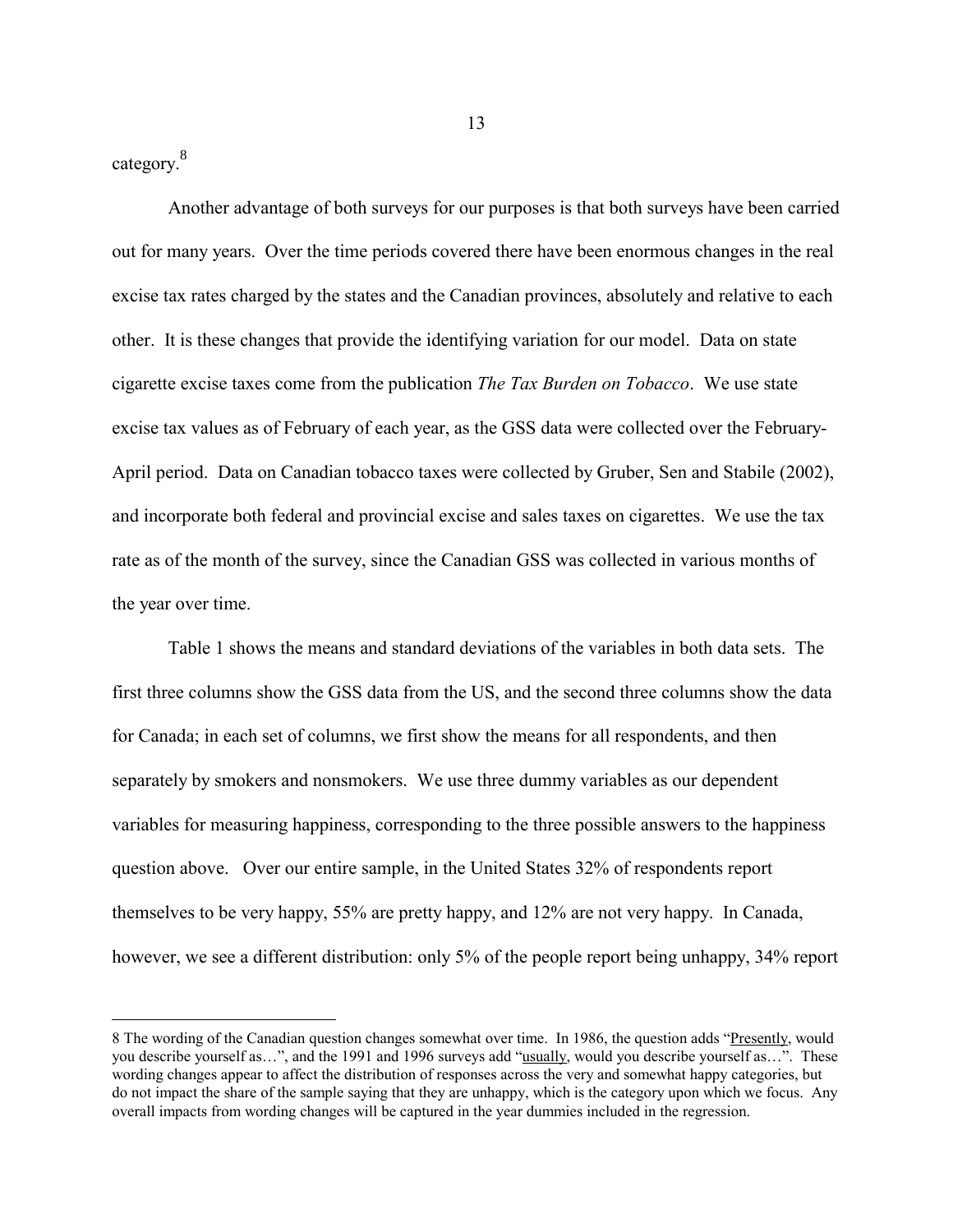category.[8]

Another advantage of both surveys for our purposes is that both surveys have been carried out for many years. Over the time periods covered there have been enormous changes in the real excise tax rates charged by the states and the Canadian provinces, absolutely and relative to each other. It is these changes that provide the identifying variation for our model. Data on state cigarette excise taxes come from the publication *The Tax Burden on Tobacco*. We use state excise tax values as of February of each year, as the GSS data were collected over the February-April period. Data on Canadian tobacco taxes were collected by Gruber, Sen and Stabile (2002), and incorporate both federal and provincial excise and sales taxes on cigarettes. We use the tax rate as of the month of the survey, since the Canadian GSS was collected in various months of the year over time.

Table 1 shows the means and standard deviations of the variables in both data sets. The first three columns show the GSS data from the US, and the second three columns show the data for Canada; in each set of columns, we first show the means for all respondents, and then separately by smokers and nonsmokers. We use three dummy variables as our dependent variables for measuring happiness, corresponding to the three possible answers to the happiness question above. Over our entire sample, in the United States 32% of respondents report themselves to be very happy, 55% are pretty happy, and 12% are not very happy. In Canada, however, we see a different distribution: only 5% of the people report being unhappy, 34% report

---

8 The wording of the Canadian question changes somewhat over time. In 1986, the question adds "Presently, would you describe yourself as…", and the 1991 and 1996 surveys add "usually, would you describe yourself as…". These wording changes appear to affect the distribution of responses across the very and somewhat happy categories, but do not impact the share of the sample saying that they are unhappy, which is the category upon which we focus. Any overall impacts from wording changes will be captured in the year dummies included in the regression.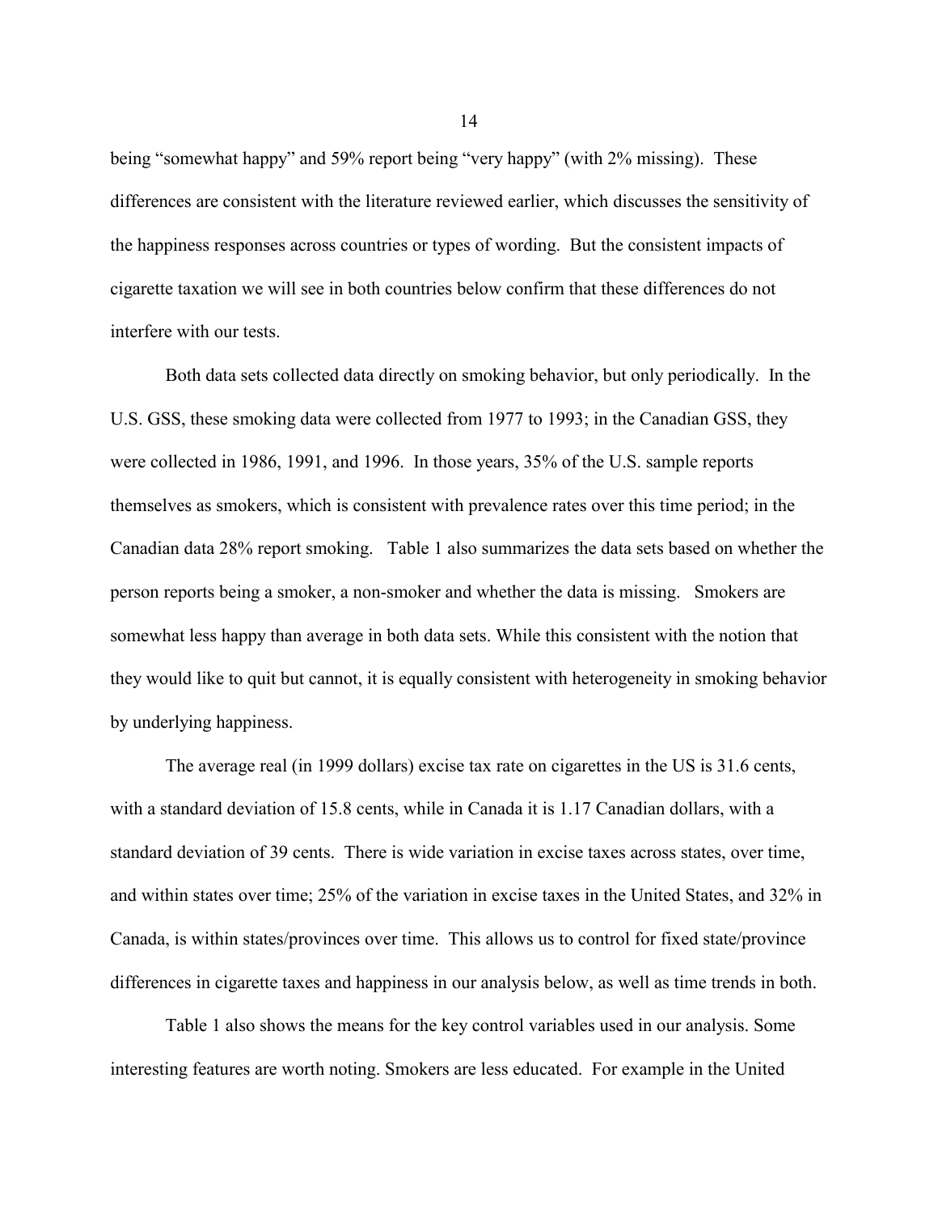being "somewhat happy" and 59% report being "very happy" (with 2% missing). These differences are consistent with the literature reviewed earlier, which discusses the sensitivity of the happiness responses across countries or types of wording. But the consistent impacts of cigarette taxation we will see in both countries below confirm that these differences do not interfere with our tests.

Both data sets collected data directly on smoking behavior, but only periodically. In the U.S. GSS, these smoking data were collected from 1977 to 1993; in the Canadian GSS, they were collected in 1986, 1991, and 1996. In those years, 35% of the U.S. sample reports themselves as smokers, which is consistent with prevalence rates over this time period; in the Canadian data 28% report smoking. Table 1 also summarizes the data sets based on whether the person reports being a smoker, a non-smoker and whether the data is missing. Smokers are somewhat less happy than average in both data sets. While this consistent with the notion that they would like to quit but cannot, it is equally consistent with heterogeneity in smoking behavior by underlying happiness.

The average real (in 1999 dollars) excise tax rate on cigarettes in the US is 31.6 cents, with a standard deviation of 15.8 cents, while in Canada it is 1.17 Canadian dollars, with a standard deviation of 39 cents. There is wide variation in excise taxes across states, over time, and within states over time; 25% of the variation in excise taxes in the United States, and 32% in Canada, is within states/provinces over time. This allows us to control for fixed state/province differences in cigarette taxes and happiness in our analysis below, as well as time trends in both.

Table 1 also shows the means for the key control variables used in our analysis. Some interesting features are worth noting. Smokers are less educated. For example in the United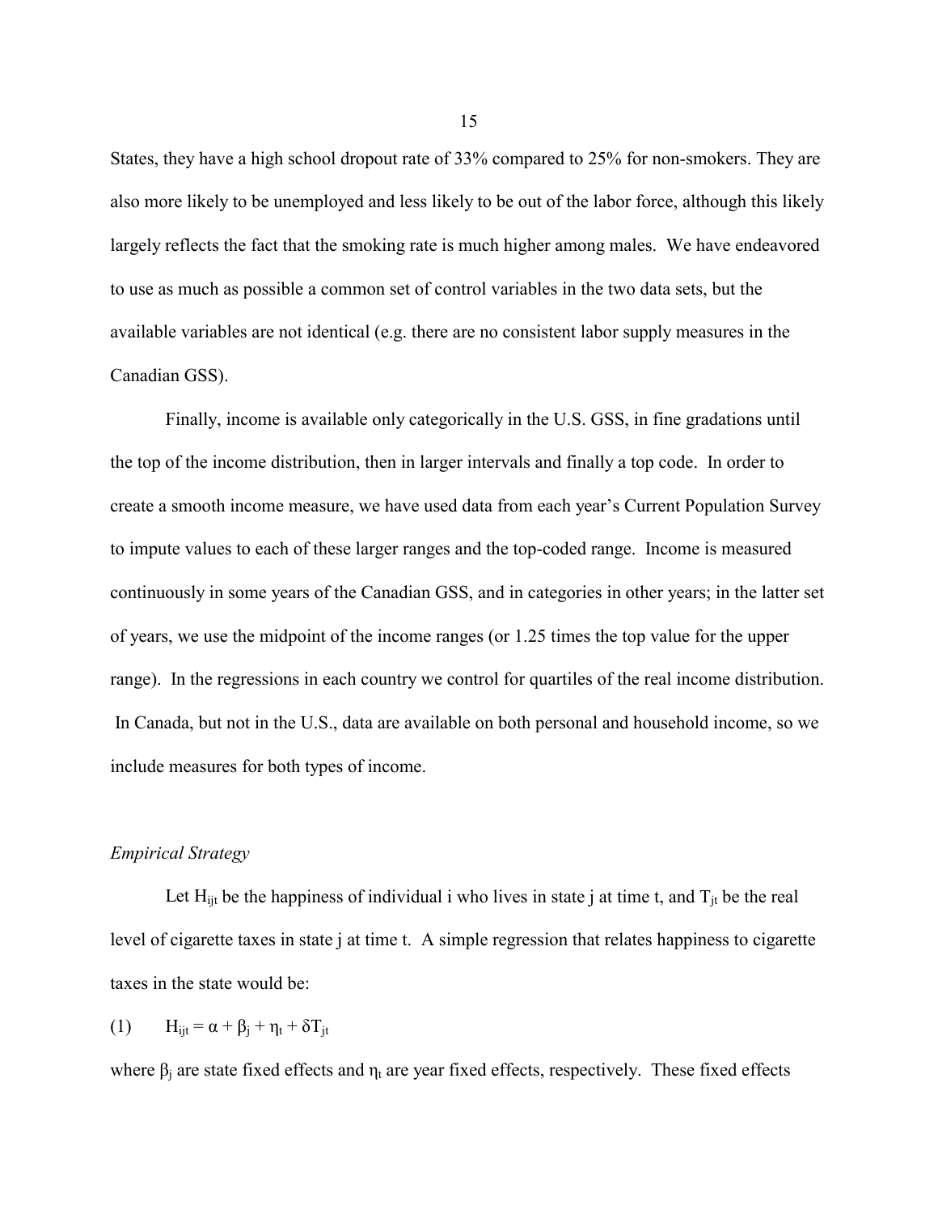States, they have a high school dropout rate of 33% compared to 25% for non-smokers. They are also more likely to be unemployed and less likely to be out of the labor force, although this likely largely reflects the fact that the smoking rate is much higher among males. We have endeavored to use as much as possible a common set of control variables in the two data sets, but the available variables are not identical (e.g. there are no consistent labor supply measures in the Canadian GSS).

Finally, income is available only categorically in the U.S. GSS, in fine gradations until the top of the income distribution, then in larger intervals and finally a top code. In order to create a smooth income measure, we have used data from each year's Current Population Survey to impute values to each of these larger ranges and the top-coded range. Income is measured continuously in some years of the Canadian GSS, and in categories in other years; in the latter set of years, we use the midpoint of the income ranges (or 1.25 times the top value for the upper range). In the regressions in each country we control for quartiles of the real income distribution. In Canada, but not in the U.S., data are available on both personal and household income, so we include measures for both types of income.

*Empirical Strategy*

Let $H_{ijt}$ be the happiness of individual i who lives in state j at time t, and $T_{jt}$ be the real level of cigarette taxes in state j at time t. A simple regression that relates happiness to cigarette taxes in the state would be:

$$(1) \qquad H_{ijt} = \alpha + \beta_j + \eta_t + \delta T_{jt}$$

where $\beta_j$ are state fixed effects and $\eta_t$ are year fixed effects, respectively. These fixed effects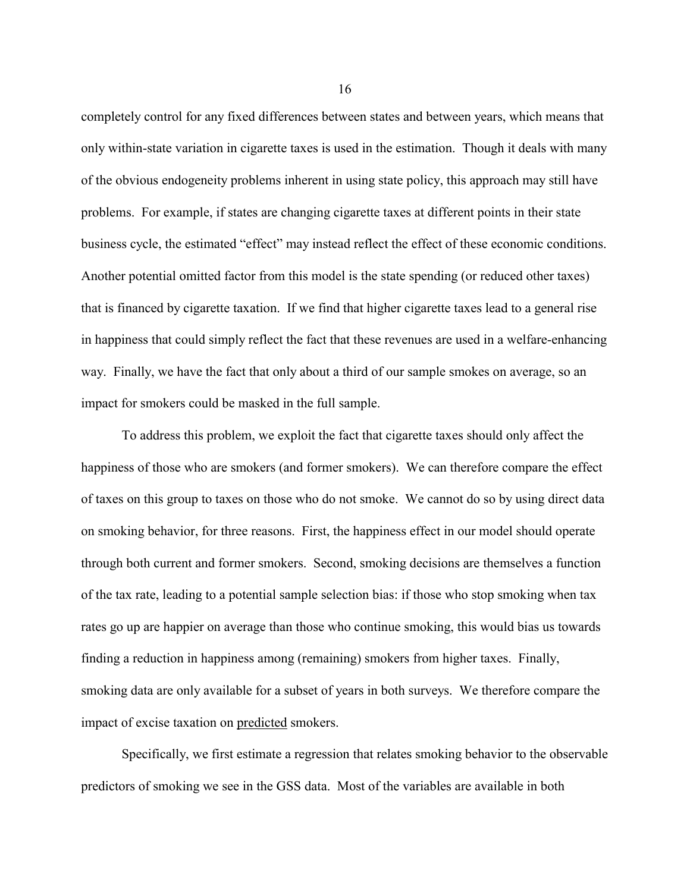completely control for any fixed differences between states and between years, which means that only within-state variation in cigarette taxes is used in the estimation. Though it deals with many of the obvious endogeneity problems inherent in using state policy, this approach may still have problems. For example, if states are changing cigarette taxes at different points in their state business cycle, the estimated "effect" may instead reflect the effect of these economic conditions. Another potential omitted factor from this model is the state spending (or reduced other taxes) that is financed by cigarette taxation. If we find that higher cigarette taxes lead to a general rise in happiness that could simply reflect the fact that these revenues are used in a welfare-enhancing way. Finally, we have the fact that only about a third of our sample smokes on average, so an impact for smokers could be masked in the full sample.

To address this problem, we exploit the fact that cigarette taxes should only affect the happiness of those who are smokers (and former smokers). We can therefore compare the effect of taxes on this group to taxes on those who do not smoke. We cannot do so by using direct data on smoking behavior, for three reasons. First, the happiness effect in our model should operate through both current and former smokers. Second, smoking decisions are themselves a function of the tax rate, leading to a potential sample selection bias: if those who stop smoking when tax rates go up are happier on average than those who continue smoking, this would bias us towards finding a reduction in happiness among (remaining) smokers from higher taxes. Finally, smoking data are only available for a subset of years in both surveys. We therefore compare the impact of excise taxation on <u>predicted</u> smokers.

Specifically, we first estimate a regression that relates smoking behavior to the observable predictors of smoking we see in the GSS data. Most of the variables are available in both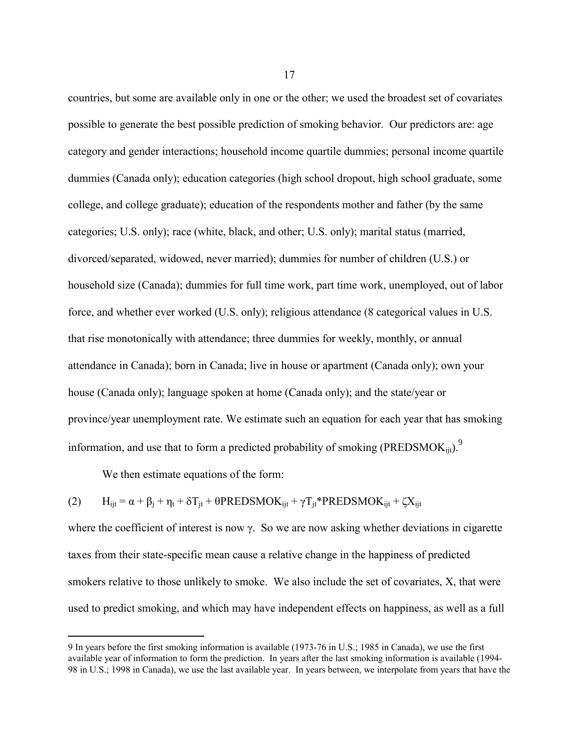countries, but some are available only in one or the other; we used the broadest set of covariates possible to generate the best possible prediction of smoking behavior. Our predictors are: age category and gender interactions; household income quartile dummies; personal income quartile dummies (Canada only); education categories (high school dropout, high school graduate, some college, and college graduate); education of the respondents mother and father (by the same categories; U.S. only); race (white, black, and other; U.S. only); marital status (married, divorced/separated, widowed, never married); dummies for number of children (U.S.) or household size (Canada); dummies for full time work, part time work, unemployed, out of labor force, and whether ever worked (U.S. only); religious attendance (8 categorical values in U.S. that rise monotonically with attendance; three dummies for weekly, monthly, or annual attendance in Canada); born in Canada; live in house or apartment (Canada only); own your house (Canada only); language spoken at home (Canada only); and the state/year or province/year unemployment rate. We estimate such an equation for each year that has smoking information, and use that to form a predicted probability of smoking ($PREDSMOK_{ijt}$).[9]

We then estimate equations of the form:

$$(2) \qquad H_{ijt} = \alpha + \beta_j + \eta_t + \delta T_{jt} + \theta PREDSMOK_{ijt} + \gamma T_{jt}{*}PREDSMOK_{ijt} + \zeta X_{ijt}$$

where the coefficient of interest is now $\gamma$. So we are now asking whether deviations in cigarette taxes from their state-specific mean cause a relative change in the happiness of predicted smokers relative to those unlikely to smoke. We also include the set of covariates, X, that were used to predict smoking, and which may have independent effects on happiness, as well as a full

---

9 In years before the first smoking information is available (1973-76 in U.S.; 1985 in Canada), we use the first available year of information to form the prediction. In years after the last smoking information is available (1994-98 in U.S.; 1998 in Canada), we use the last available year. In years between, we interpolate from years that have the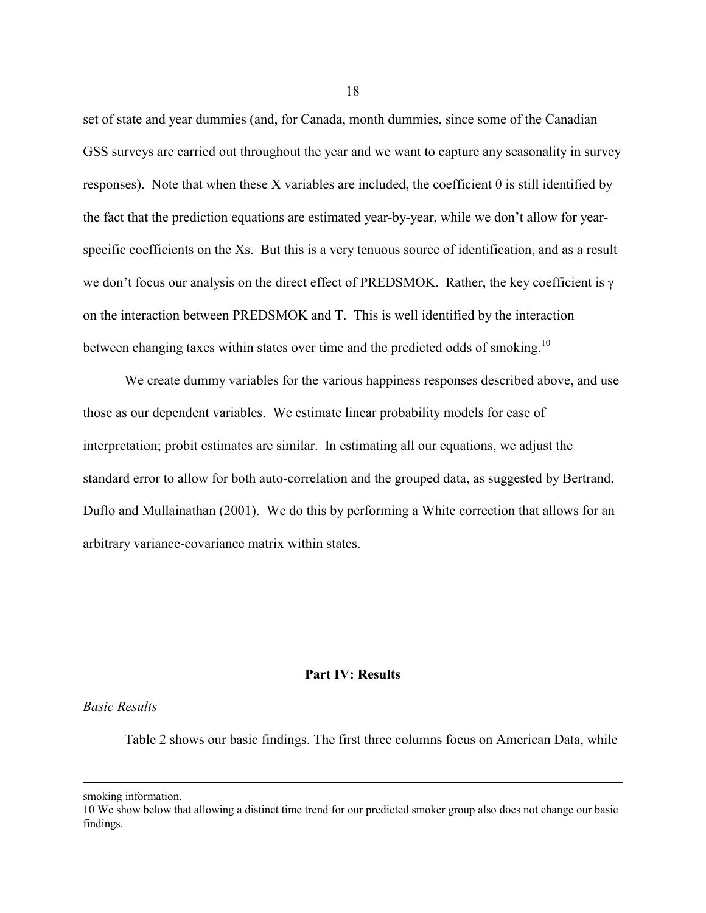set of state and year dummies (and, for Canada, month dummies, since some of the Canadian GSS surveys are carried out throughout the year and we want to capture any seasonality in survey responses). Note that when these X variables are included, the coefficient $\theta$ is still identified by the fact that the prediction equations are estimated year-by-year, while we don't allow for year-specific coefficients on the Xs. But this is a very tenuous source of identification, and as a result we don't focus our analysis on the direct effect of PREDSMOK. Rather, the key coefficient is $\gamma$ on the interaction between PREDSMOK and T. This is well identified by the interaction between changing taxes within states over time and the predicted odds of smoking.[10]

We create dummy variables for the various happiness responses described above, and use those as our dependent variables. We estimate linear probability models for ease of interpretation; probit estimates are similar. In estimating all our equations, we adjust the standard error to allow for both auto-correlation and the grouped data, as suggested by Bertrand, Duflo and Mullainathan (2001). We do this by performing a White correction that allows for an arbitrary variance-covariance matrix within states.

## Part IV: Results

*Basic Results*

Table 2 shows our basic findings. The first three columns focus on American Data, while

---

smoking information.

10 We show below that allowing a distinct time trend for our predicted smoker group also does not change our basic findings.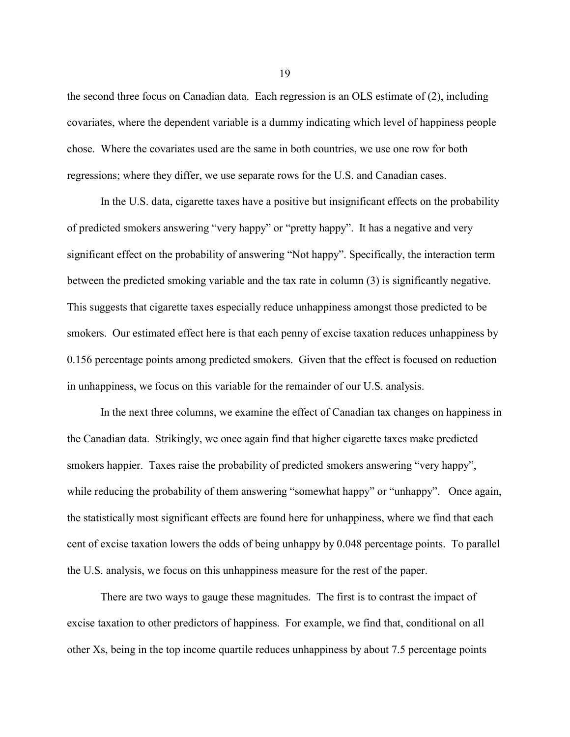the second three focus on Canadian data. Each regression is an OLS estimate of (2), including covariates, where the dependent variable is a dummy indicating which level of happiness people chose. Where the covariates used are the same in both countries, we use one row for both regressions; where they differ, we use separate rows for the U.S. and Canadian cases.

In the U.S. data, cigarette taxes have a positive but insignificant effects on the probability of predicted smokers answering "very happy" or "pretty happy". It has a negative and very significant effect on the probability of answering "Not happy". Specifically, the interaction term between the predicted smoking variable and the tax rate in column (3) is significantly negative. This suggests that cigarette taxes especially reduce unhappiness amongst those predicted to be smokers. Our estimated effect here is that each penny of excise taxation reduces unhappiness by 0.156 percentage points among predicted smokers. Given that the effect is focused on reduction in unhappiness, we focus on this variable for the remainder of our U.S. analysis.

In the next three columns, we examine the effect of Canadian tax changes on happiness in the Canadian data. Strikingly, we once again find that higher cigarette taxes make predicted smokers happier. Taxes raise the probability of predicted smokers answering "very happy", while reducing the probability of them answering "somewhat happy" or "unhappy". Once again, the statistically most significant effects are found here for unhappiness, where we find that each cent of excise taxation lowers the odds of being unhappy by 0.048 percentage points. To parallel the U.S. analysis, we focus on this unhappiness measure for the rest of the paper.

There are two ways to gauge these magnitudes. The first is to contrast the impact of excise taxation to other predictors of happiness. For example, we find that, conditional on all other Xs, being in the top income quartile reduces unhappiness by about 7.5 percentage points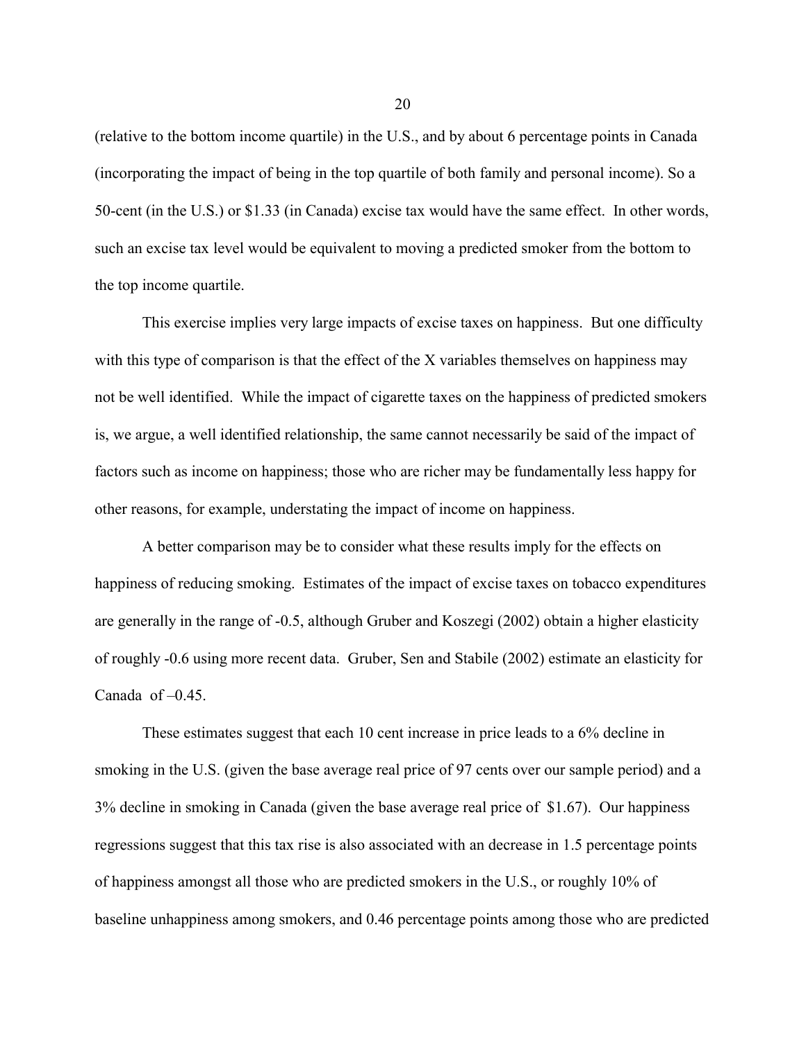(relative to the bottom income quartile) in the U.S., and by about 6 percentage points in Canada (incorporating the impact of being in the top quartile of both family and personal income). So a 50-cent (in the U.S.) or $1.33 (in Canada) excise tax would have the same effect. In other words, such an excise tax level would be equivalent to moving a predicted smoker from the bottom to the top income quartile.

This exercise implies very large impacts of excise taxes on happiness. But one difficulty with this type of comparison is that the effect of the X variables themselves on happiness may not be well identified. While the impact of cigarette taxes on the happiness of predicted smokers is, we argue, a well identified relationship, the same cannot necessarily be said of the impact of factors such as income on happiness; those who are richer may be fundamentally less happy for other reasons, for example, understating the impact of income on happiness.

A better comparison may be to consider what these results imply for the effects on happiness of reducing smoking. Estimates of the impact of excise taxes on tobacco expenditures are generally in the range of -0.5, although Gruber and Koszegi (2002) obtain a higher elasticity of roughly -0.6 using more recent data. Gruber, Sen and Stabile (2002) estimate an elasticity for Canada of –0.45.

These estimates suggest that each 10 cent increase in price leads to a 6% decline in smoking in the U.S. (given the base average real price of 97 cents over our sample period) and a 3% decline in smoking in Canada (given the base average real price of $1.67). Our happiness regressions suggest that this tax rise is also associated with an decrease in 1.5 percentage points of happiness amongst all those who are predicted smokers in the U.S., or roughly 10% of baseline unhappiness among smokers, and 0.46 percentage points among those who are predicted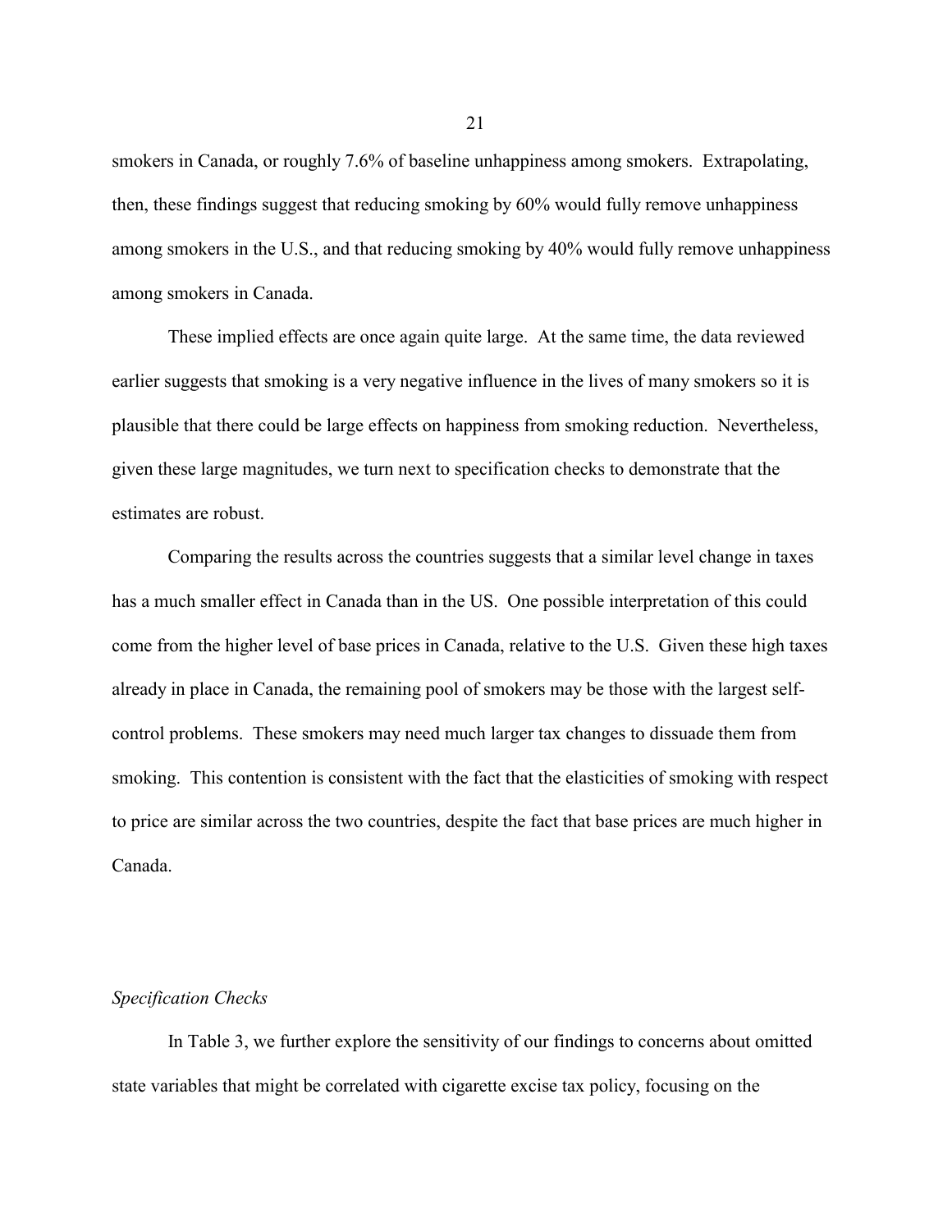smokers in Canada, or roughly 7.6% of baseline unhappiness among smokers. Extrapolating, then, these findings suggest that reducing smoking by 60% would fully remove unhappiness among smokers in the U.S., and that reducing smoking by 40% would fully remove unhappiness among smokers in Canada.

These implied effects are once again quite large. At the same time, the data reviewed earlier suggests that smoking is a very negative influence in the lives of many smokers so it is plausible that there could be large effects on happiness from smoking reduction. Nevertheless, given these large magnitudes, we turn next to specification checks to demonstrate that the estimates are robust.

Comparing the results across the countries suggests that a similar level change in taxes has a much smaller effect in Canada than in the US. One possible interpretation of this could come from the higher level of base prices in Canada, relative to the U.S. Given these high taxes already in place in Canada, the remaining pool of smokers may be those with the largest self-control problems. These smokers may need much larger tax changes to dissuade them from smoking. This contention is consistent with the fact that the elasticities of smoking with respect to price are similar across the two countries, despite the fact that base prices are much higher in Canada.

*Specification Checks*

In Table 3, we further explore the sensitivity of our findings to concerns about omitted state variables that might be correlated with cigarette excise tax policy, focusing on the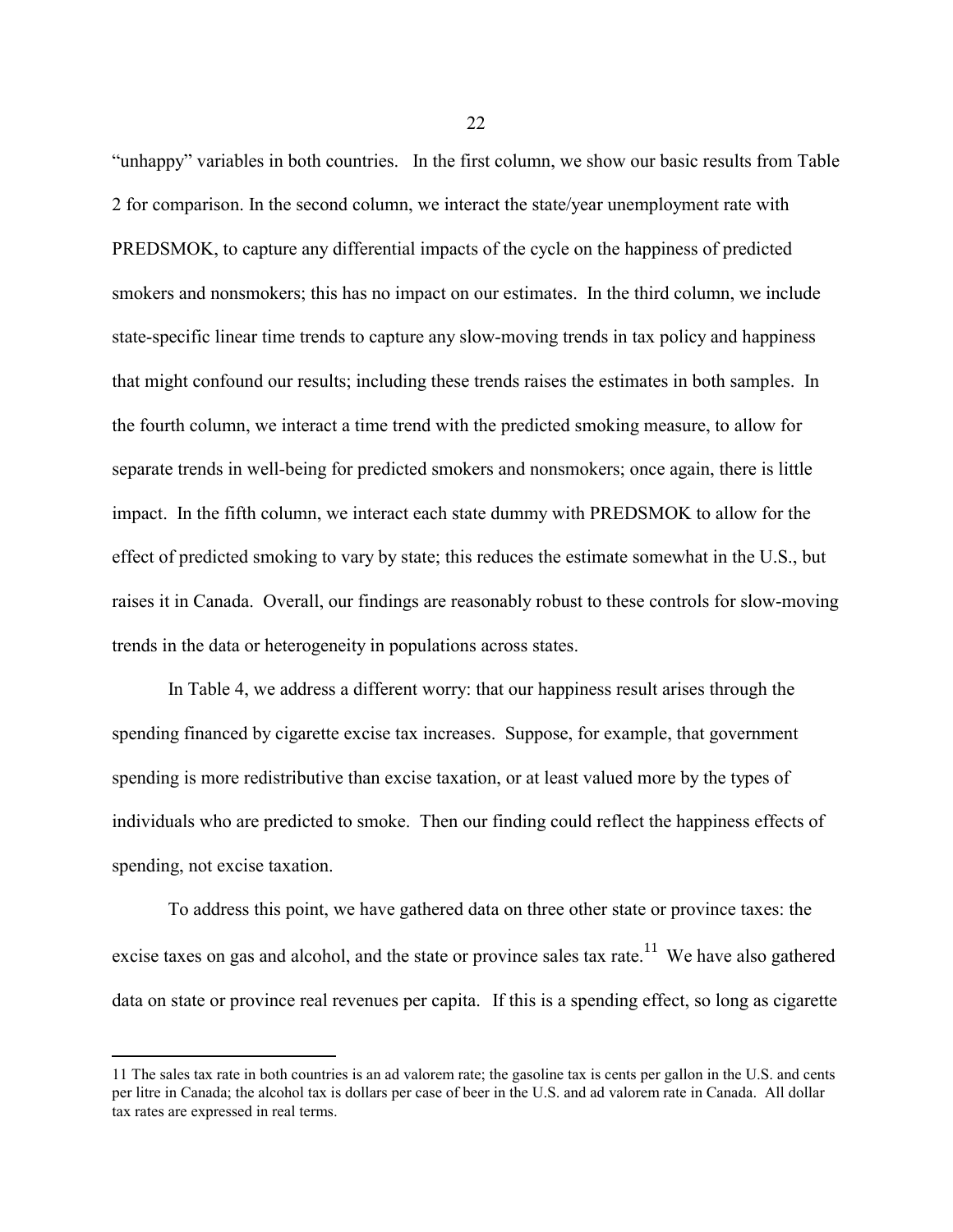"unhappy" variables in both countries. In the first column, we show our basic results from Table 2 for comparison. In the second column, we interact the state/year unemployment rate with PREDSMOK, to capture any differential impacts of the cycle on the happiness of predicted smokers and nonsmokers; this has no impact on our estimates. In the third column, we include state-specific linear time trends to capture any slow-moving trends in tax policy and happiness that might confound our results; including these trends raises the estimates in both samples. In the fourth column, we interact a time trend with the predicted smoking measure, to allow for separate trends in well-being for predicted smokers and nonsmokers; once again, there is little impact. In the fifth column, we interact each state dummy with PREDSMOK to allow for the effect of predicted smoking to vary by state; this reduces the estimate somewhat in the U.S., but raises it in Canada. Overall, our findings are reasonably robust to these controls for slow-moving trends in the data or heterogeneity in populations across states.

In Table 4, we address a different worry: that our happiness result arises through the spending financed by cigarette excise tax increases. Suppose, for example, that government spending is more redistributive than excise taxation, or at least valued more by the types of individuals who are predicted to smoke. Then our finding could reflect the happiness effects of spending, not excise taxation.

To address this point, we have gathered data on three other state or province taxes: the excise taxes on gas and alcohol, and the state or province sales tax rate.[11] We have also gathered data on state or province real revenues per capita. If this is a spending effect, so long as cigarette

---

11 The sales tax rate in both countries is an ad valorem rate; the gasoline tax is cents per gallon in the U.S. and cents per litre in Canada; the alcohol tax is dollars per case of beer in the U.S. and ad valorem rate in Canada. All dollar tax rates are expressed in real terms.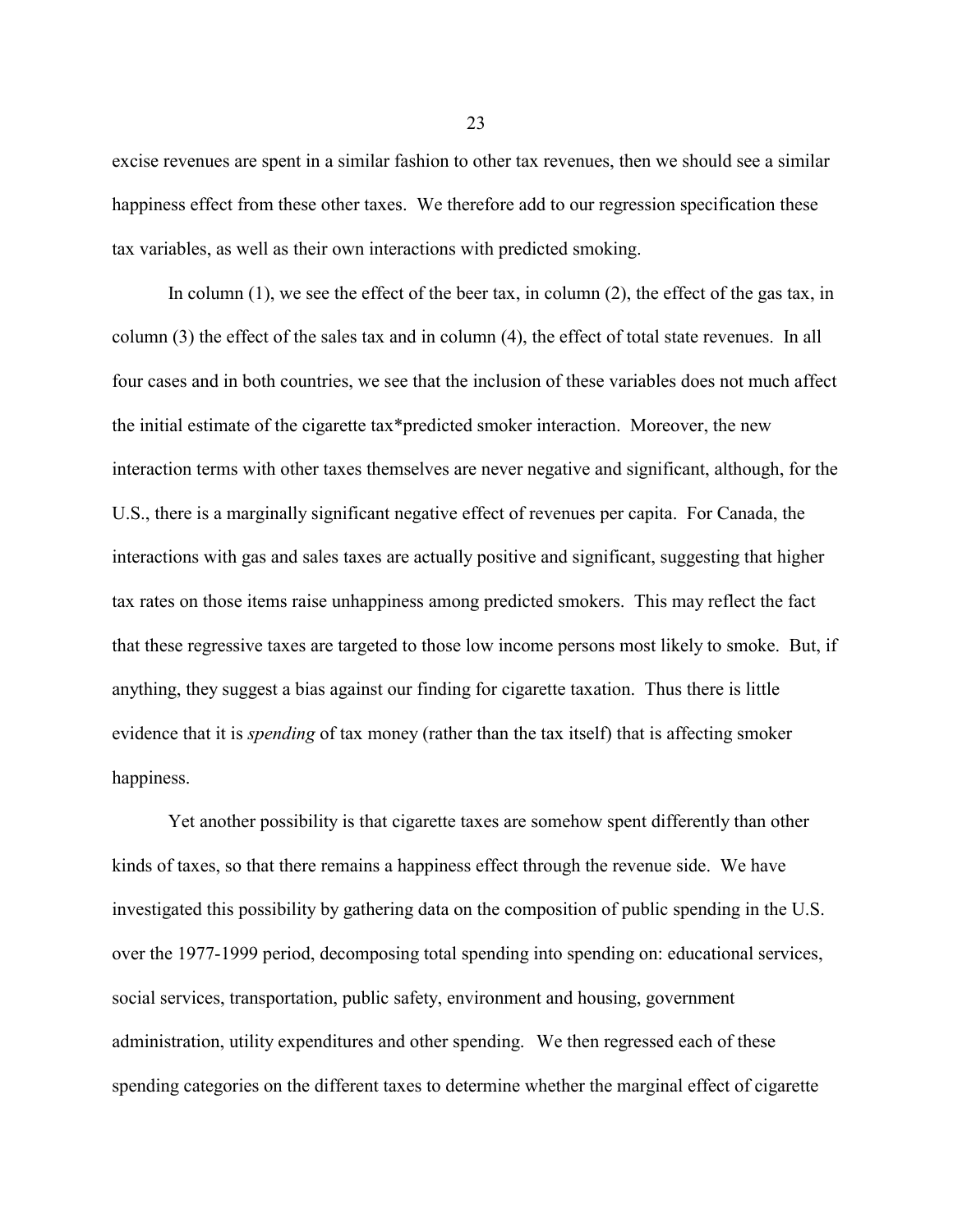excise revenues are spent in a similar fashion to other tax revenues, then we should see a similar happiness effect from these other taxes. We therefore add to our regression specification these tax variables, as well as their own interactions with predicted smoking.

In column (1), we see the effect of the beer tax, in column (2), the effect of the gas tax, in column (3) the effect of the sales tax and in column (4), the effect of total state revenues. In all four cases and in both countries, we see that the inclusion of these variables does not much affect the initial estimate of the cigarette tax*predicted smoker interaction. Moreover, the new interaction terms with other taxes themselves are never negative and significant, although, for the U.S., there is a marginally significant negative effect of revenues per capita. For Canada, the interactions with gas and sales taxes are actually positive and significant, suggesting that higher tax rates on those items raise unhappiness among predicted smokers. This may reflect the fact that these regressive taxes are targeted to those low income persons most likely to smoke. But, if anything, they suggest a bias against our finding for cigarette taxation. Thus there is little evidence that it is *spending* of tax money (rather than the tax itself) that is affecting smoker happiness.

Yet another possibility is that cigarette taxes are somehow spent differently than other kinds of taxes, so that there remains a happiness effect through the revenue side. We have investigated this possibility by gathering data on the composition of public spending in the U.S. over the 1977-1999 period, decomposing total spending into spending on: educational services, social services, transportation, public safety, environment and housing, government administration, utility expenditures and other spending. We then regressed each of these spending categories on the different taxes to determine whether the marginal effect of cigarette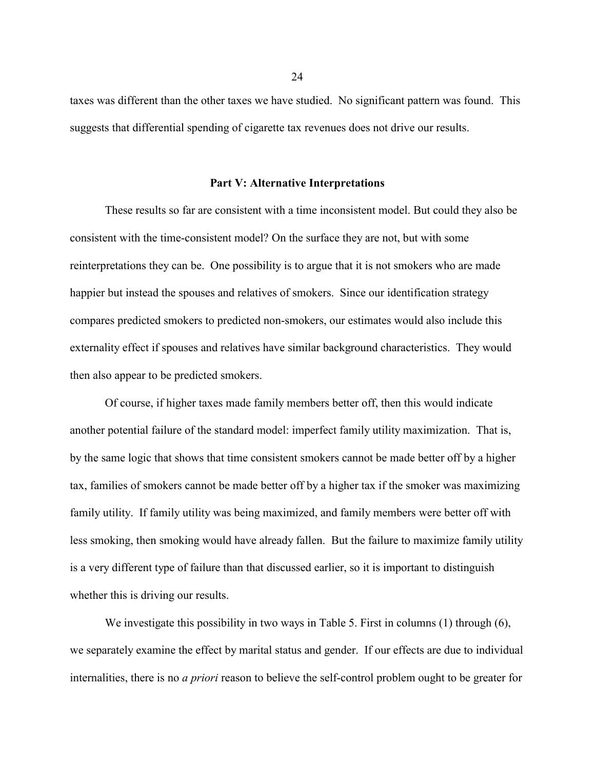taxes was different than the other taxes we have studied. No significant pattern was found. This suggests that differential spending of cigarette tax revenues does not drive our results.

## Part V: Alternative Interpretations

These results so far are consistent with a time inconsistent model. But could they also be consistent with the time-consistent model? On the surface they are not, but with some reinterpretations they can be. One possibility is to argue that it is not smokers who are made happier but instead the spouses and relatives of smokers. Since our identification strategy compares predicted smokers to predicted non-smokers, our estimates would also include this externality effect if spouses and relatives have similar background characteristics. They would then also appear to be predicted smokers.

Of course, if higher taxes made family members better off, then this would indicate another potential failure of the standard model: imperfect family utility maximization. That is, by the same logic that shows that time consistent smokers cannot be made better off by a higher tax, families of smokers cannot be made better off by a higher tax if the smoker was maximizing family utility. If family utility was being maximized, and family members were better off with less smoking, then smoking would have already fallen. But the failure to maximize family utility is a very different type of failure than that discussed earlier, so it is important to distinguish whether this is driving our results.

We investigate this possibility in two ways in Table 5. First in columns (1) through (6), we separately examine the effect by marital status and gender. If our effects are due to individual internalities, there is no *a priori* reason to believe the self-control problem ought to be greater for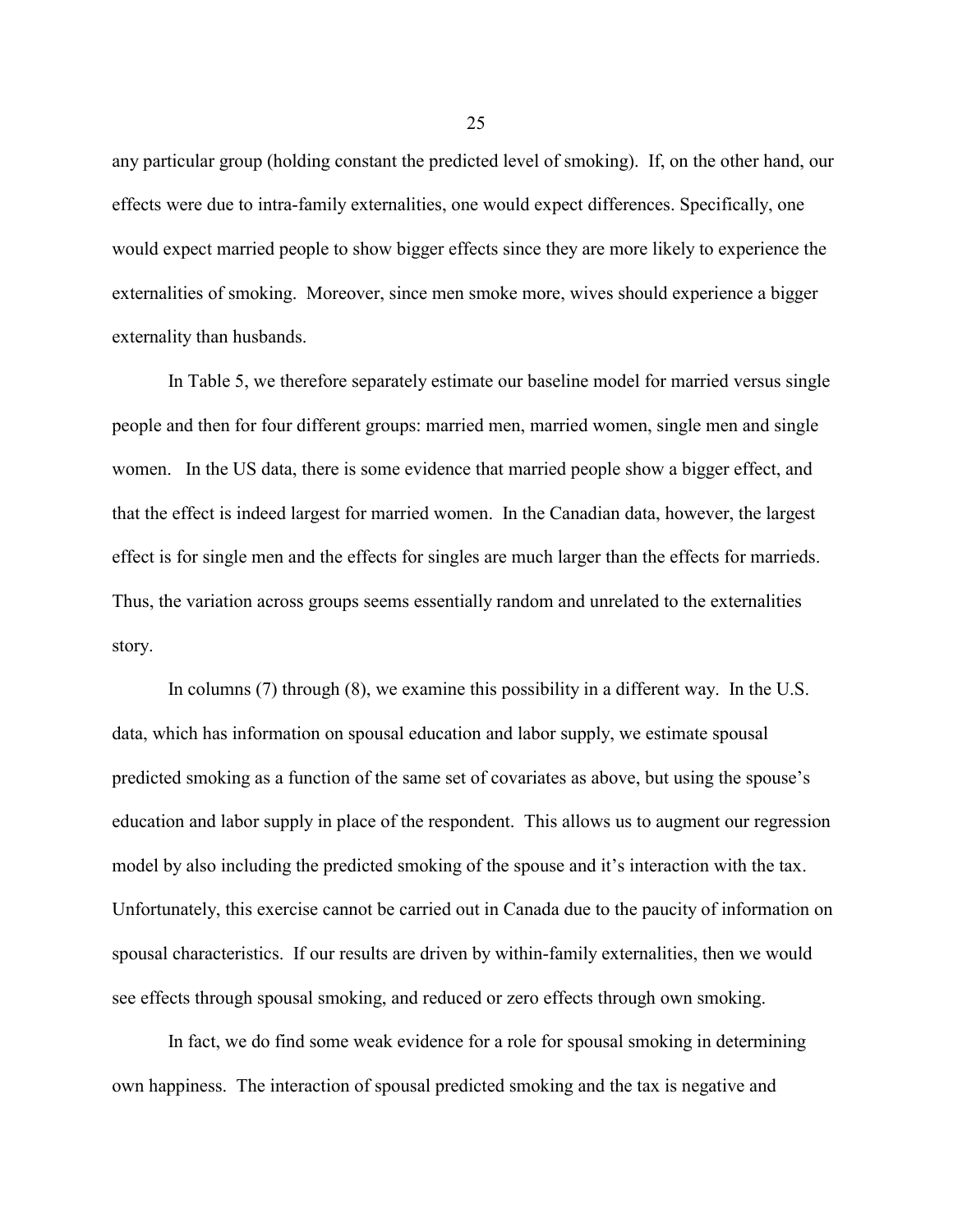any particular group (holding constant the predicted level of smoking). If, on the other hand, our effects were due to intra-family externalities, one would expect differences. Specifically, one would expect married people to show bigger effects since they are more likely to experience the externalities of smoking. Moreover, since men smoke more, wives should experience a bigger externality than husbands.

In Table 5, we therefore separately estimate our baseline model for married versus single people and then for four different groups: married men, married women, single men and single women. In the US data, there is some evidence that married people show a bigger effect, and that the effect is indeed largest for married women. In the Canadian data, however, the largest effect is for single men and the effects for singles are much larger than the effects for marrieds. Thus, the variation across groups seems essentially random and unrelated to the externalities story.

In columns (7) through (8), we examine this possibility in a different way. In the U.S. data, which has information on spousal education and labor supply, we estimate spousal predicted smoking as a function of the same set of covariates as above, but using the spouse's education and labor supply in place of the respondent. This allows us to augment our regression model by also including the predicted smoking of the spouse and it's interaction with the tax. Unfortunately, this exercise cannot be carried out in Canada due to the paucity of information on spousal characteristics. If our results are driven by within-family externalities, then we would see effects through spousal smoking, and reduced or zero effects through own smoking.

In fact, we do find some weak evidence for a role for spousal smoking in determining own happiness. The interaction of spousal predicted smoking and the tax is negative and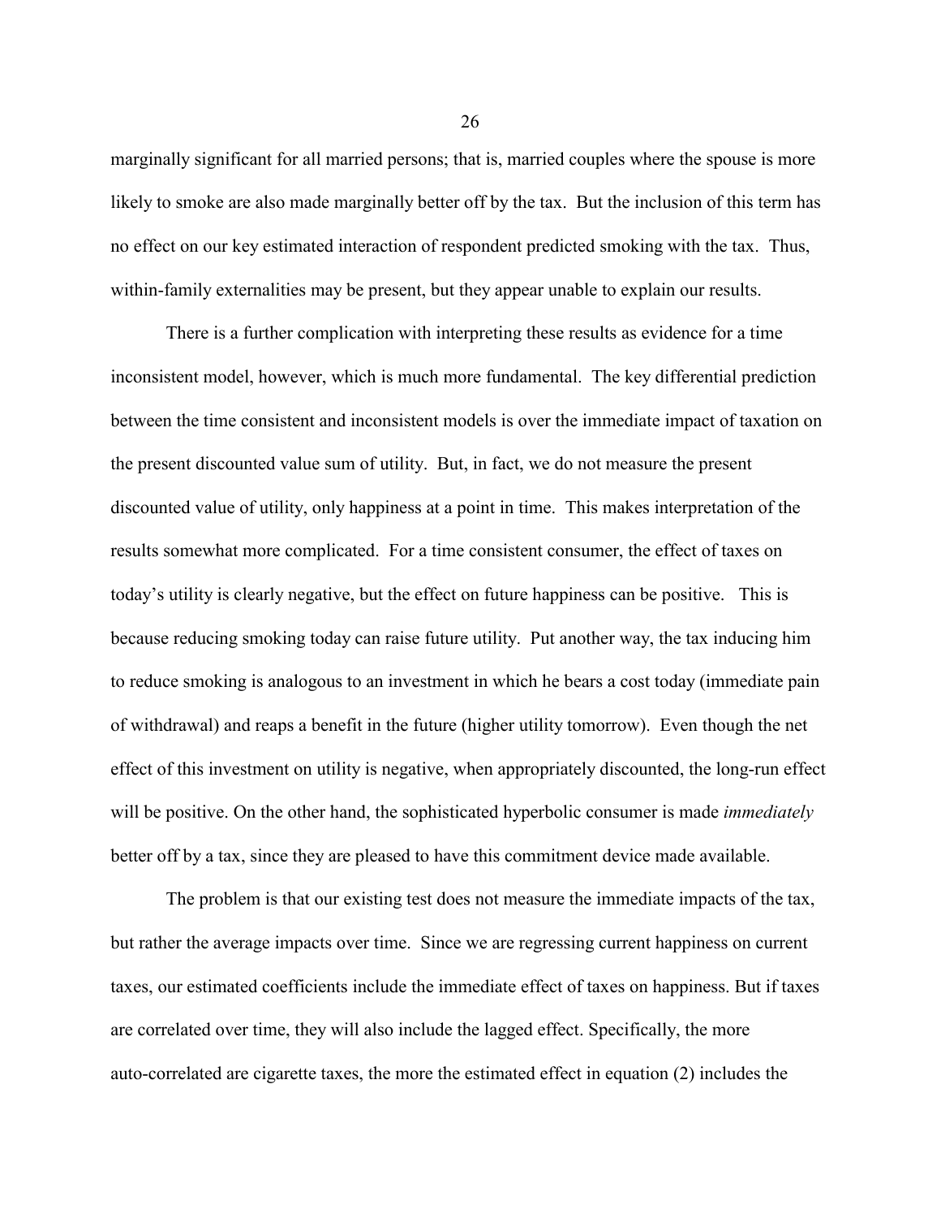marginally significant for all married persons; that is, married couples where the spouse is more likely to smoke are also made marginally better off by the tax. But the inclusion of this term has no effect on our key estimated interaction of respondent predicted smoking with the tax. Thus, within-family externalities may be present, but they appear unable to explain our results.

There is a further complication with interpreting these results as evidence for a time inconsistent model, however, which is much more fundamental. The key differential prediction between the time consistent and inconsistent models is over the immediate impact of taxation on the present discounted value sum of utility. But, in fact, we do not measure the present discounted value of utility, only happiness at a point in time. This makes interpretation of the results somewhat more complicated. For a time consistent consumer, the effect of taxes on today's utility is clearly negative, but the effect on future happiness can be positive. This is because reducing smoking today can raise future utility. Put another way, the tax inducing him to reduce smoking is analogous to an investment in which he bears a cost today (immediate pain of withdrawal) and reaps a benefit in the future (higher utility tomorrow). Even though the net effect of this investment on utility is negative, when appropriately discounted, the long-run effect will be positive. On the other hand, the sophisticated hyperbolic consumer is made *immediately* better off by a tax, since they are pleased to have this commitment device made available.

The problem is that our existing test does not measure the immediate impacts of the tax, but rather the average impacts over time. Since we are regressing current happiness on current taxes, our estimated coefficients include the immediate effect of taxes on happiness. But if taxes are correlated over time, they will also include the lagged effect. Specifically, the more auto-correlated are cigarette taxes, the more the estimated effect in equation (2) includes the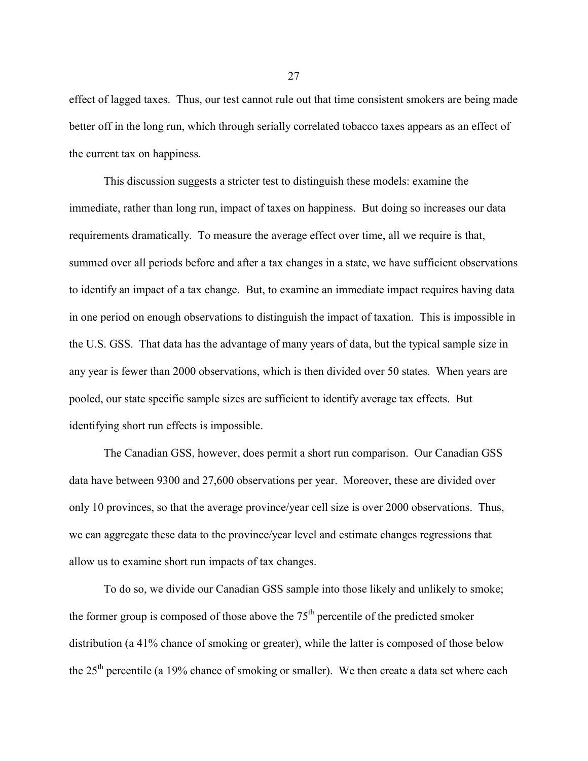effect of lagged taxes. Thus, our test cannot rule out that time consistent smokers are being made better off in the long run, which through serially correlated tobacco taxes appears as an effect of the current tax on happiness.

This discussion suggests a stricter test to distinguish these models: examine the immediate, rather than long run, impact of taxes on happiness. But doing so increases our data requirements dramatically. To measure the average effect over time, all we require is that, summed over all periods before and after a tax changes in a state, we have sufficient observations to identify an impact of a tax change. But, to examine an immediate impact requires having data in one period on enough observations to distinguish the impact of taxation. This is impossible in the U.S. GSS. That data has the advantage of many years of data, but the typical sample size in any year is fewer than 2000 observations, which is then divided over 50 states. When years are pooled, our state specific sample sizes are sufficient to identify average tax effects. But identifying short run effects is impossible.

The Canadian GSS, however, does permit a short run comparison. Our Canadian GSS data have between 9300 and 27,600 observations per year. Moreover, these are divided over only 10 provinces, so that the average province/year cell size is over 2000 observations. Thus, we can aggregate these data to the province/year level and estimate changes regressions that allow us to examine short run impacts of tax changes.

To do so, we divide our Canadian GSS sample into those likely and unlikely to smoke; the former group is composed of those above the 75$^{th}$ percentile of the predicted smoker distribution (a 41% chance of smoking or greater), while the latter is composed of those below the 25$^{th}$ percentile (a 19% chance of smoking or smaller). We then create a data set where each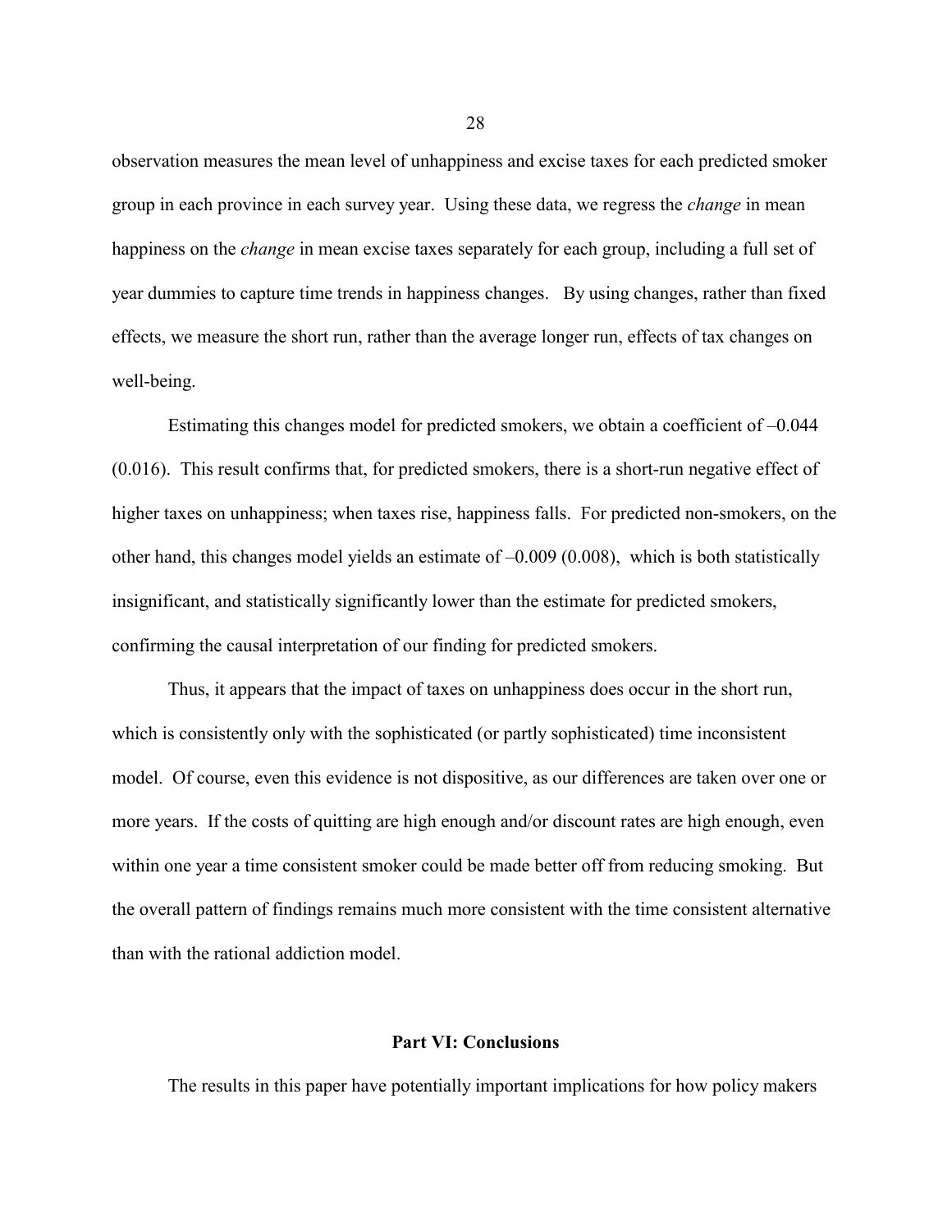observation measures the mean level of unhappiness and excise taxes for each predicted smoker group in each province in each survey year. Using these data, we regress the *change* in mean happiness on the *change* in mean excise taxes separately for each group, including a full set of year dummies to capture time trends in happiness changes. By using changes, rather than fixed effects, we measure the short run, rather than the average longer run, effects of tax changes on well-being.

Estimating this changes model for predicted smokers, we obtain a coefficient of –0.044 (0.016). This result confirms that, for predicted smokers, there is a short-run negative effect of higher taxes on unhappiness; when taxes rise, happiness falls. For predicted non-smokers, on the other hand, this changes model yields an estimate of –0.009 (0.008), which is both statistically insignificant, and statistically significantly lower than the estimate for predicted smokers, confirming the causal interpretation of our finding for predicted smokers.

Thus, it appears that the impact of taxes on unhappiness does occur in the short run, which is consistently only with the sophisticated (or partly sophisticated) time inconsistent model. Of course, even this evidence is not dispositive, as our differences are taken over one or more years. If the costs of quitting are high enough and/or discount rates are high enough, even within one year a time consistent smoker could be made better off from reducing smoking. But the overall pattern of findings remains much more consistent with the time consistent alternative than with the rational addiction model.

## Part VI: Conclusions

The results in this paper have potentially important implications for how policy makers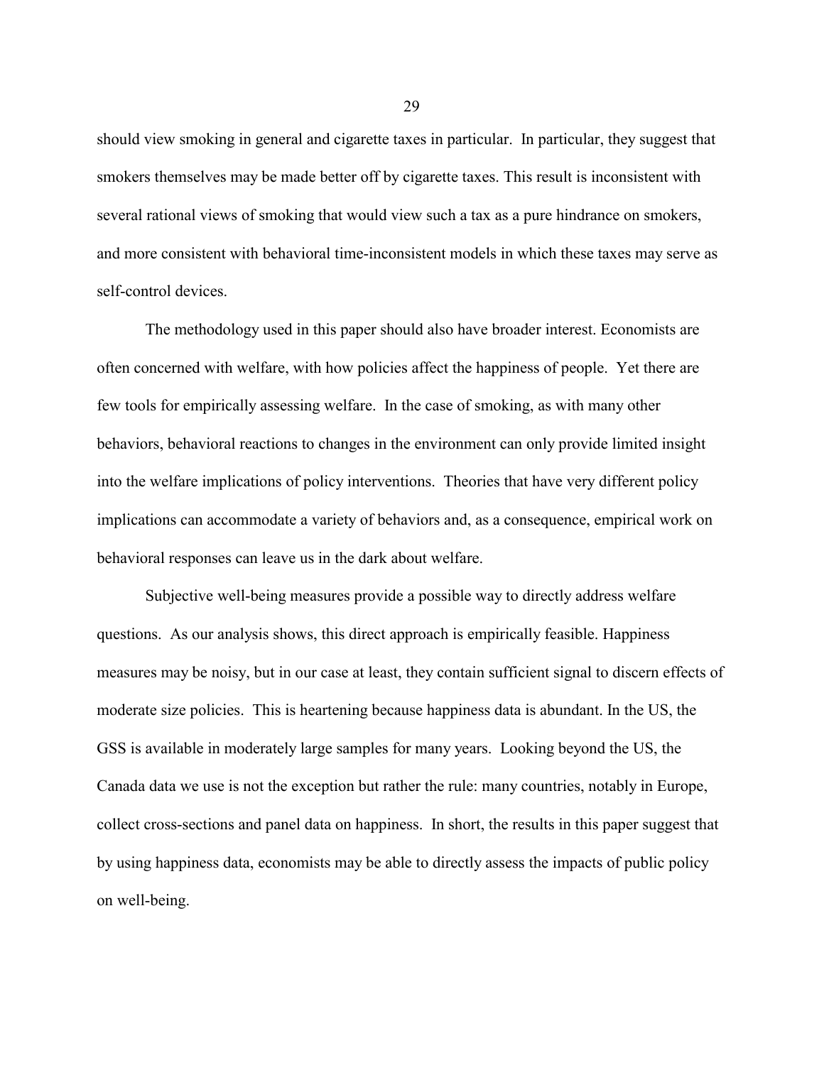should view smoking in general and cigarette taxes in particular. In particular, they suggest that smokers themselves may be made better off by cigarette taxes. This result is inconsistent with several rational views of smoking that would view such a tax as a pure hindrance on smokers, and more consistent with behavioral time-inconsistent models in which these taxes may serve as self-control devices.

The methodology used in this paper should also have broader interest. Economists are often concerned with welfare, with how policies affect the happiness of people. Yet there are few tools for empirically assessing welfare. In the case of smoking, as with many other behaviors, behavioral reactions to changes in the environment can only provide limited insight into the welfare implications of policy interventions. Theories that have very different policy implications can accommodate a variety of behaviors and, as a consequence, empirical work on behavioral responses can leave us in the dark about welfare.

Subjective well-being measures provide a possible way to directly address welfare questions. As our analysis shows, this direct approach is empirically feasible. Happiness measures may be noisy, but in our case at least, they contain sufficient signal to discern effects of moderate size policies. This is heartening because happiness data is abundant. In the US, the GSS is available in moderately large samples for many years. Looking beyond the US, the Canada data we use is not the exception but rather the rule: many countries, notably in Europe, collect cross-sections and panel data on happiness. In short, the results in this paper suggest that by using happiness data, economists may be able to directly assess the impacts of public policy on well-being.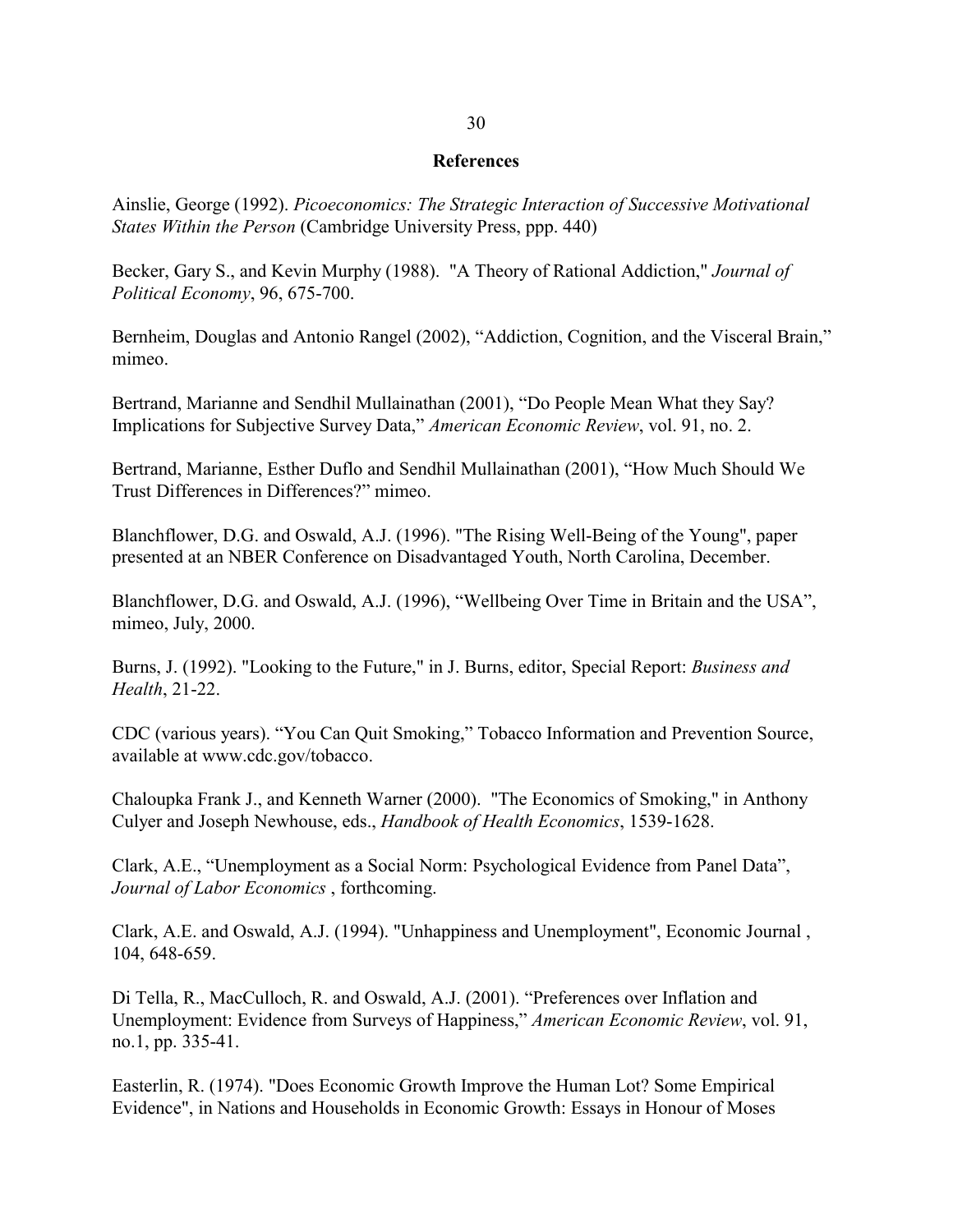## References

Ainslie, George (1992). *Picoeconomics: The Strategic Interaction of Successive Motivational States Within the Person* (Cambridge University Press, ppp. 440)

Becker, Gary S., and Kevin Murphy (1988). "A Theory of Rational Addiction," *Journal of Political Economy*, 96, 675-700.

Bernheim, Douglas and Antonio Rangel (2002), "Addiction, Cognition, and the Visceral Brain," mimeo.

Bertrand, Marianne and Sendhil Mullainathan (2001), "Do People Mean What they Say? Implications for Subjective Survey Data," *American Economic Review*, vol. 91, no. 2.

Bertrand, Marianne, Esther Duflo and Sendhil Mullainathan (2001), "How Much Should We Trust Differences in Differences?" mimeo.

Blanchflower, D.G. and Oswald, A.J. (1996). "The Rising Well-Being of the Young", paper presented at an NBER Conference on Disadvantaged Youth, North Carolina, December.

Blanchflower, D.G. and Oswald, A.J. (1996), "Wellbeing Over Time in Britain and the USA", mimeo, July, 2000.

Burns, J. (1992). "Looking to the Future," in J. Burns, editor, Special Report: *Business and Health*, 21-22.

CDC (various years). "You Can Quit Smoking," Tobacco Information and Prevention Source, available at www.cdc.gov/tobacco.

Chaloupka Frank J., and Kenneth Warner (2000). "The Economics of Smoking," in Anthony Culyer and Joseph Newhouse, eds., *Handbook of Health Economics*, 1539-1628.

Clark, A.E., "Unemployment as a Social Norm: Psychological Evidence from Panel Data", *Journal of Labor Economics* , forthcoming.

Clark, A.E. and Oswald, A.J. (1994). "Unhappiness and Unemployment", Economic Journal , 104, 648-659.

Di Tella, R., MacCulloch, R. and Oswald, A.J. (2001). "Preferences over Inflation and Unemployment: Evidence from Surveys of Happiness," *American Economic Review*, vol. 91, no.1, pp. 335-41.

Easterlin, R. (1974). "Does Economic Growth Improve the Human Lot? Some Empirical Evidence", in Nations and Households in Economic Growth: Essays in Honour of Moses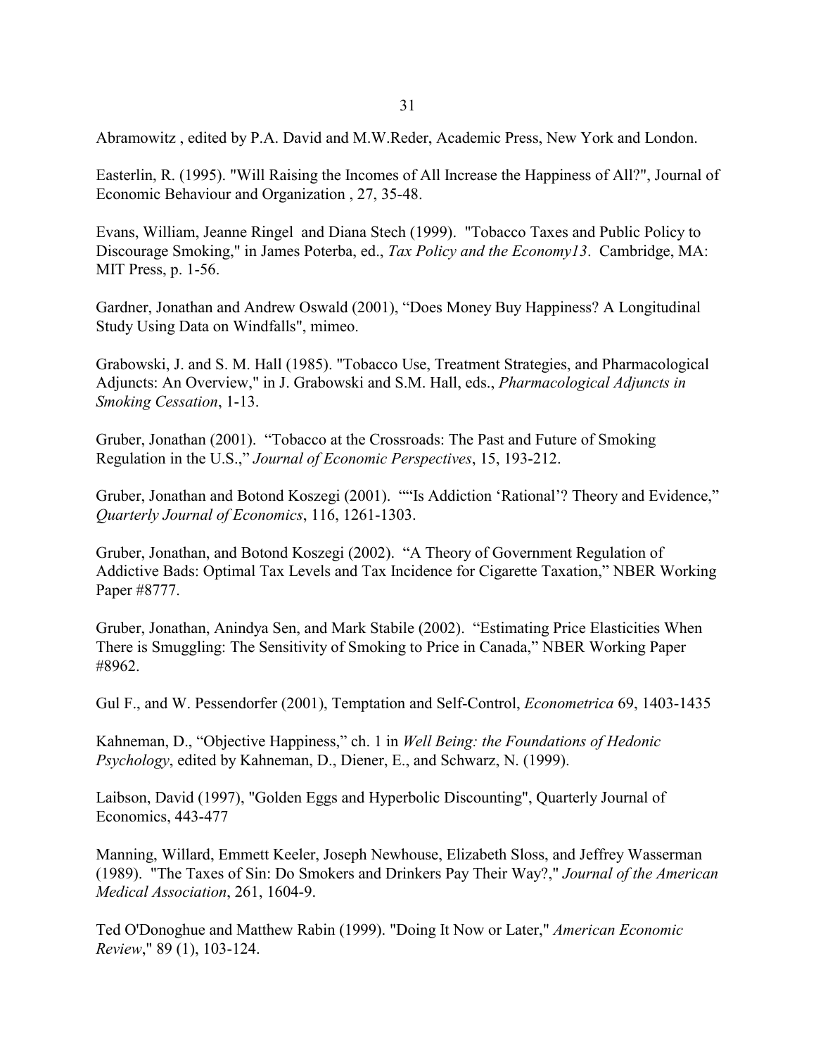Abramowitz , edited by P.A. David and M.W.Reder, Academic Press, New York and London.

Easterlin, R. (1995). "Will Raising the Incomes of All Increase the Happiness of All?", Journal of Economic Behaviour and Organization , 27, 35-48.

Evans, William, Jeanne Ringel and Diana Stech (1999). "Tobacco Taxes and Public Policy to Discourage Smoking," in James Poterba, ed., *Tax Policy and the Economy13*. Cambridge, MA: MIT Press, p. 1-56.

Gardner, Jonathan and Andrew Oswald (2001), "Does Money Buy Happiness? A Longitudinal Study Using Data on Windfalls", mimeo.

Grabowski, J. and S. M. Hall (1985). "Tobacco Use, Treatment Strategies, and Pharmacological Adjuncts: An Overview," in J. Grabowski and S.M. Hall, eds., *Pharmacological Adjuncts in Smoking Cessation*, 1-13.

Gruber, Jonathan (2001). "Tobacco at the Crossroads: The Past and Future of Smoking Regulation in the U.S.," *Journal of Economic Perspectives*, 15, 193-212.

Gruber, Jonathan and Botond Koszegi (2001). ""Is Addiction 'Rational'? Theory and Evidence," *Quarterly Journal of Economics*, 116, 1261-1303.

Gruber, Jonathan, and Botond Koszegi (2002). "A Theory of Government Regulation of Addictive Bads: Optimal Tax Levels and Tax Incidence for Cigarette Taxation," NBER Working Paper #8777.

Gruber, Jonathan, Anindya Sen, and Mark Stabile (2002). "Estimating Price Elasticities When There is Smuggling: The Sensitivity of Smoking to Price in Canada," NBER Working Paper #8962.

Gul F., and W. Pessendorfer (2001), Temptation and Self-Control, *Econometrica* 69, 1403-1435

Kahneman, D., "Objective Happiness," ch. 1 in *Well Being: the Foundations of Hedonic Psychology*, edited by Kahneman, D., Diener, E., and Schwarz, N. (1999).

Laibson, David (1997), "Golden Eggs and Hyperbolic Discounting", Quarterly Journal of Economics, 443-477

Manning, Willard, Emmett Keeler, Joseph Newhouse, Elizabeth Sloss, and Jeffrey Wasserman (1989). "The Taxes of Sin: Do Smokers and Drinkers Pay Their Way?," *Journal of the American Medical Association*, 261, 1604-9.

Ted O'Donoghue and Matthew Rabin (1999). "Doing It Now or Later," *American Economic Review*," 89 (1), 103-124.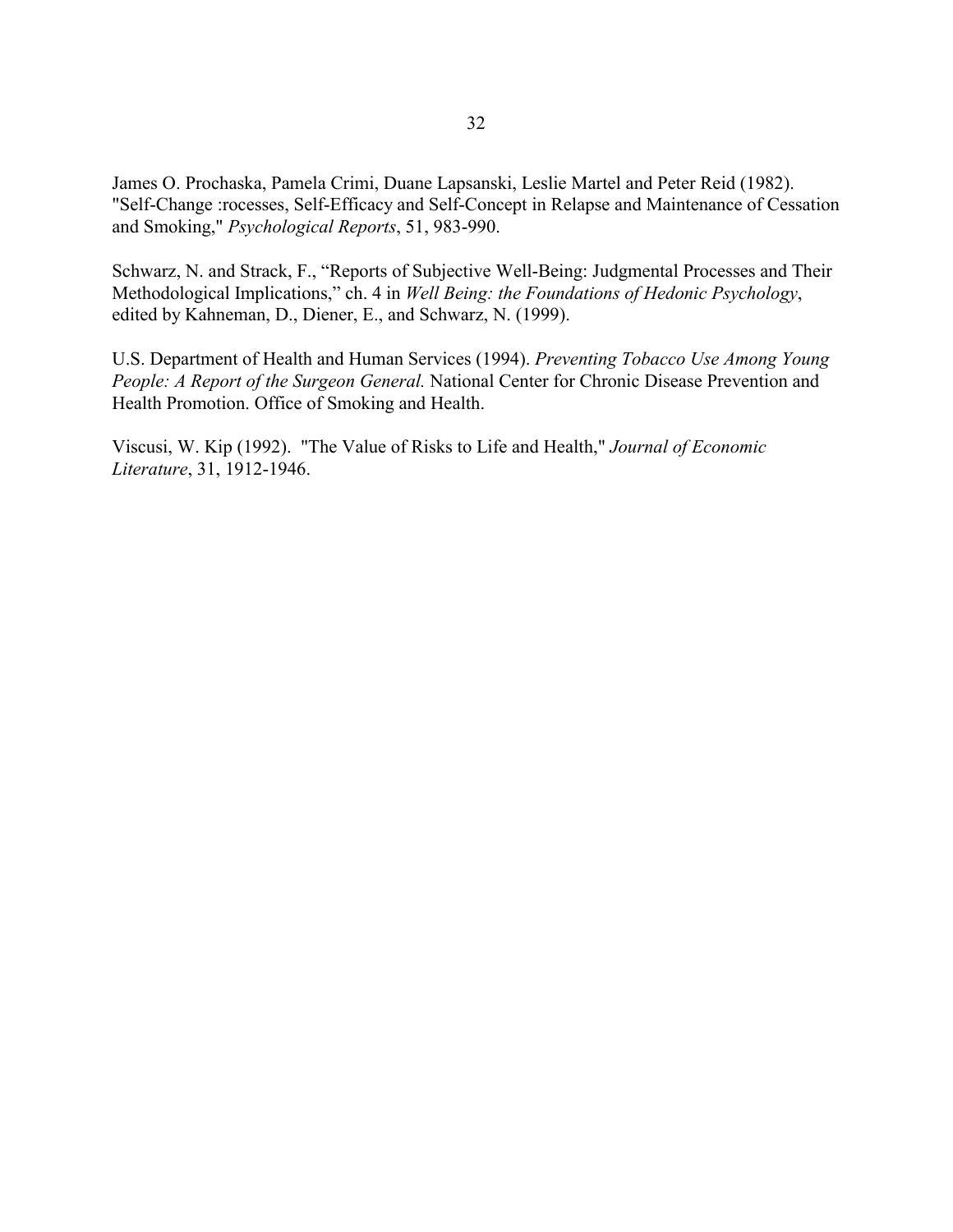James O. Prochaska, Pamela Crimi, Duane Lapsanski, Leslie Martel and Peter Reid (1982). "Self-Change :rocesses, Self-Efficacy and Self-Concept in Relapse and Maintenance of Cessation and Smoking," *Psychological Reports*, 51, 983-990.

Schwarz, N. and Strack, F., "Reports of Subjective Well-Being: Judgmental Processes and Their Methodological Implications," ch. 4 in *Well Being: the Foundations of Hedonic Psychology*, edited by Kahneman, D., Diener, E., and Schwarz, N. (1999).

U.S. Department of Health and Human Services (1994). *Preventing Tobacco Use Among Young People: A Report of the Surgeon General.* National Center for Chronic Disease Prevention and Health Promotion. Office of Smoking and Health.

Viscusi, W. Kip (1992). "The Value of Risks to Life and Health," *Journal of Economic Literature*, 31, 1912-1946.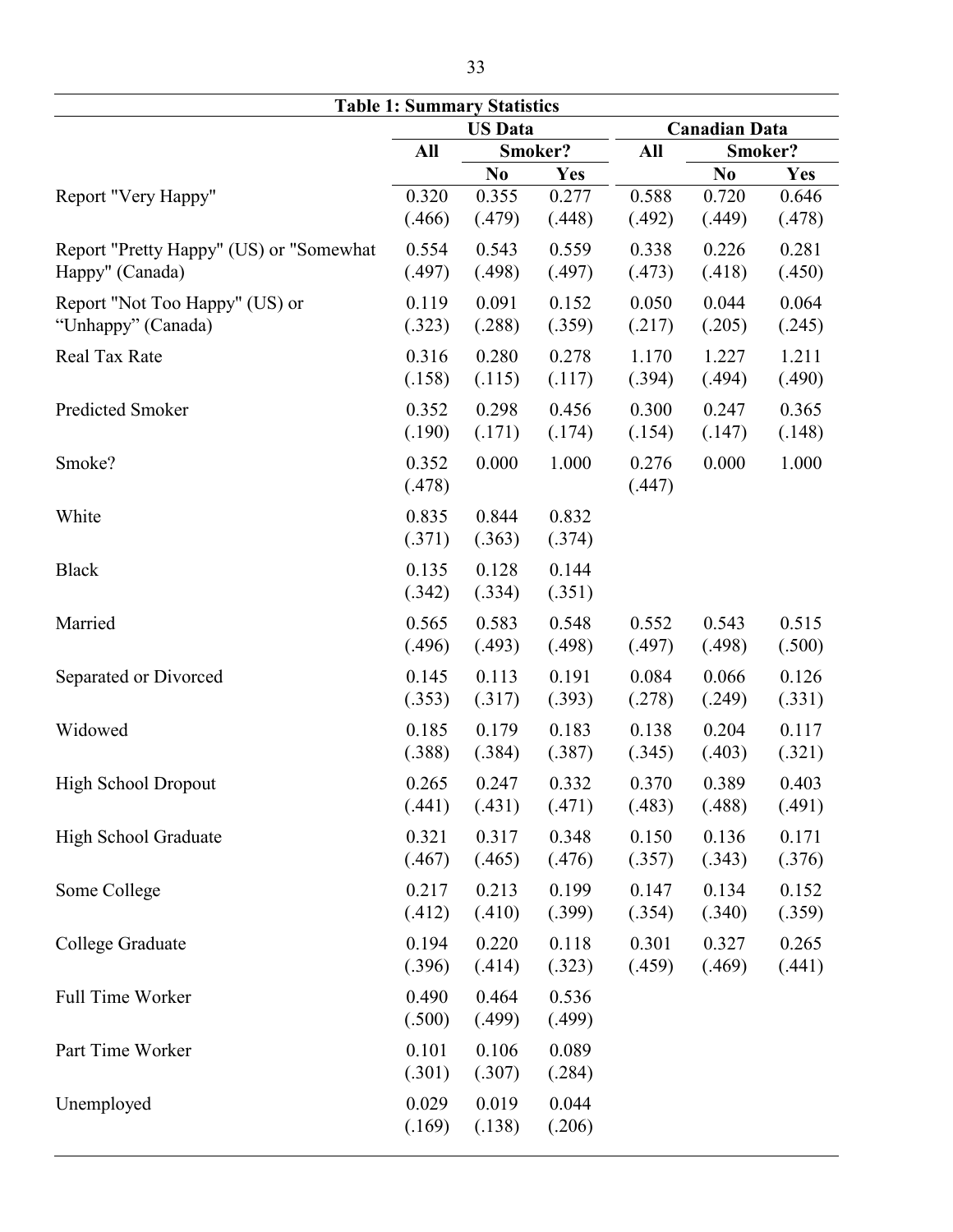**Table 1: Summary Statistics**

| | US Data | | | Canadian Data | | |
|---|---|---|---|---|---|---|
| | All | Smoker? | | All | Smoker? | |
| | | No | Yes | | No | Yes |
| Report "Very Happy" | 0.320 | 0.355 | 0.277 | 0.588 | 0.720 | 0.646 |
| | (.466) | (.479) | (.448) | (.492) | (.449) | (.478) |
| Report "Pretty Happy" (US) or "Somewhat Happy" (Canada) | 0.554 | 0.543 | 0.559 | 0.338 | 0.226 | 0.281 |
| | (.497) | (.498) | (.497) | (.473) | (.418) | (.450) |
| Report "Not Too Happy" (US) or "Unhappy" (Canada) | 0.119 | 0.091 | 0.152 | 0.050 | 0.044 | 0.064 |
| | (.323) | (.288) | (.359) | (.217) | (.205) | (.245) |
| Real Tax Rate | 0.316 | 0.280 | 0.278 | 1.170 | 1.227 | 1.211 |
| | (.158) | (.115) | (.117) | (.394) | (.494) | (.490) |
| Predicted Smoker | 0.352 | 0.298 | 0.456 | 0.300 | 0.247 | 0.365 |
| | (.190) | (.171) | (.174) | (.154) | (.147) | (.148) |
| Smoke? | 0.352 | 0.000 | 1.000 | 0.276 | 0.000 | 1.000 |
| | (.478) | | | (.447) | | |
| White | 0.835 | 0.844 | 0.832 | | | |
| | (.371) | (.363) | (.374) | | | |
| Black | 0.135 | 0.128 | 0.144 | | | |
| | (.342) | (.334) | (.351) | | | |
| Married | 0.565 | 0.583 | 0.548 | 0.552 | 0.543 | 0.515 |
| | (.496) | (.493) | (.498) | (.497) | (.498) | (.500) |
| Separated or Divorced | 0.145 | 0.113 | 0.191 | 0.084 | 0.066 | 0.126 |
| | (.353) | (.317) | (.393) | (.278) | (.249) | (.331) |
| Widowed | 0.185 | 0.179 | 0.183 | 0.138 | 0.204 | 0.117 |
| | (.388) | (.384) | (.387) | (.345) | (.403) | (.321) |
| High School Dropout | 0.265 | 0.247 | 0.332 | 0.370 | 0.389 | 0.403 |
| | (.441) | (.431) | (.471) | (.483) | (.488) | (.491) |
| High School Graduate | 0.321 | 0.317 | 0.348 | 0.150 | 0.136 | 0.171 |
| | (.467) | (.465) | (.476) | (.357) | (.343) | (.376) |
| Some College | 0.217 | 0.213 | 0.199 | 0.147 | 0.134 | 0.152 |
| | (.412) | (.410) | (.399) | (.354) | (.340) | (.359) |
| College Graduate | 0.194 | 0.220 | 0.118 | 0.301 | 0.327 | 0.265 |
| | (.396) | (.414) | (.323) | (.459) | (.469) | (.441) |
| Full Time Worker | 0.490 | 0.464 | 0.536 | | | |
| | (.500) | (.499) | (.499) | | | |
| Part Time Worker | 0.101 | 0.106 | 0.089 | | | |
| | (.301) | (.307) | (.284) | | | |
| Unemployed | 0.029 | 0.019 | 0.044 | | | |
| | (.169) | (.138) | (.206) | | | |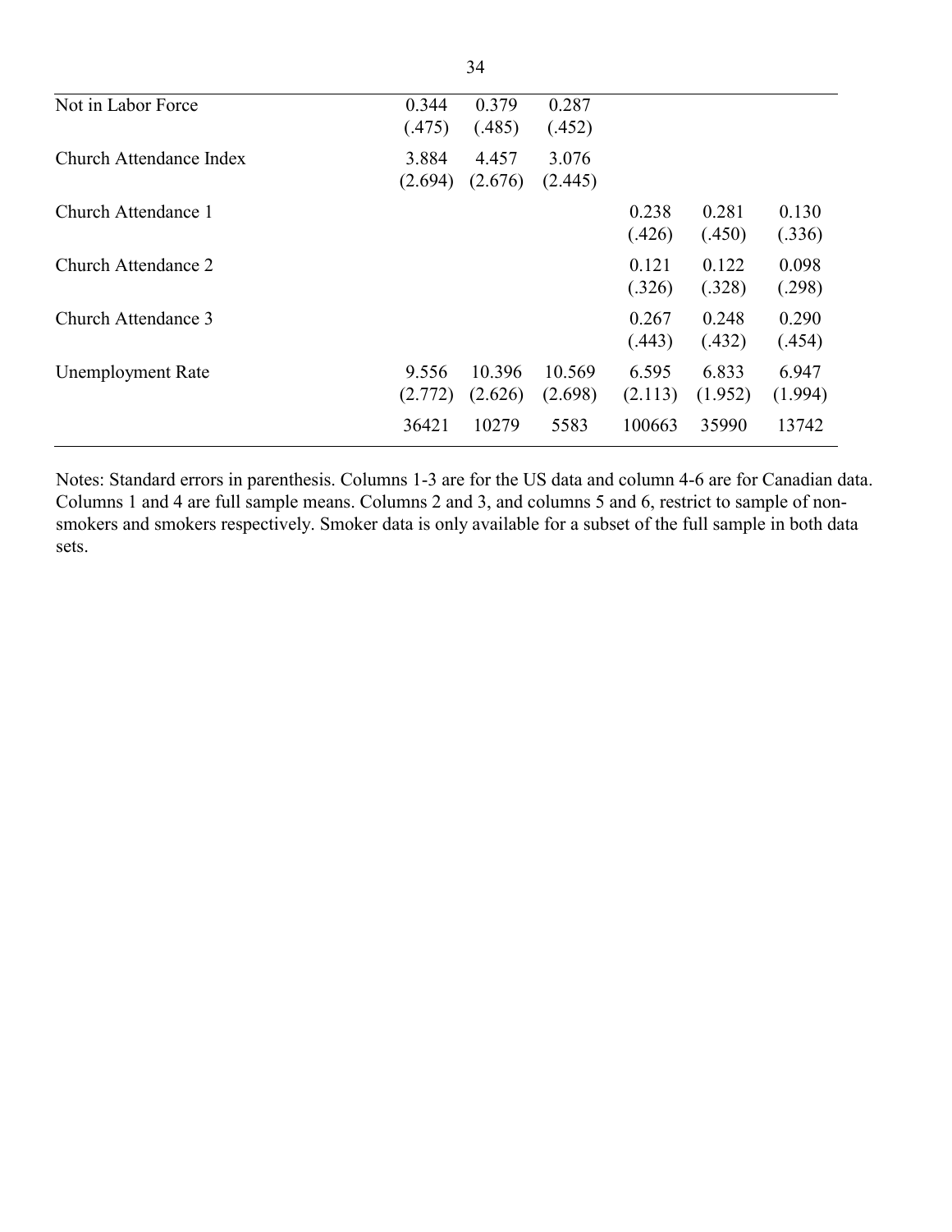| | | | | | | |
|---|---|---|---|---|---|---|
| Not in Labor Force | 0.344<br>(.475) | 0.379<br>(.485) | 0.287<br>(.452) | | | |
| Church Attendance Index | 3.884<br>(2.694) | 4.457<br>(2.676) | 3.076<br>(2.445) | | | |
| Church Attendance 1 | | | | 0.238<br>(.426) | 0.281<br>(.450) | 0.130<br>(.336) |
| Church Attendance 2 | | | | 0.121<br>(.326) | 0.122<br>(.328) | 0.098<br>(.298) |
| Church Attendance 3 | | | | 0.267<br>(.443) | 0.248<br>(.432) | 0.290<br>(.454) |
| Unemployment Rate | 9.556<br>(2.772) | 10.396<br>(2.626) | 10.569<br>(2.698) | 6.595<br>(2.113) | 6.833<br>(1.952) | 6.947<br>(1.994) |
| | 36421 | 10279 | 5583 | 100663 | 35990 | 13742 |

Notes: Standard errors in parenthesis. Columns 1-3 are for the US data and column 4-6 are for Canadian data. Columns 1 and 4 are full sample means. Columns 2 and 3, and columns 5 and 6, restrict to sample of non-smokers and smokers respectively. Smoker data is only available for a subset of the full sample in both data sets.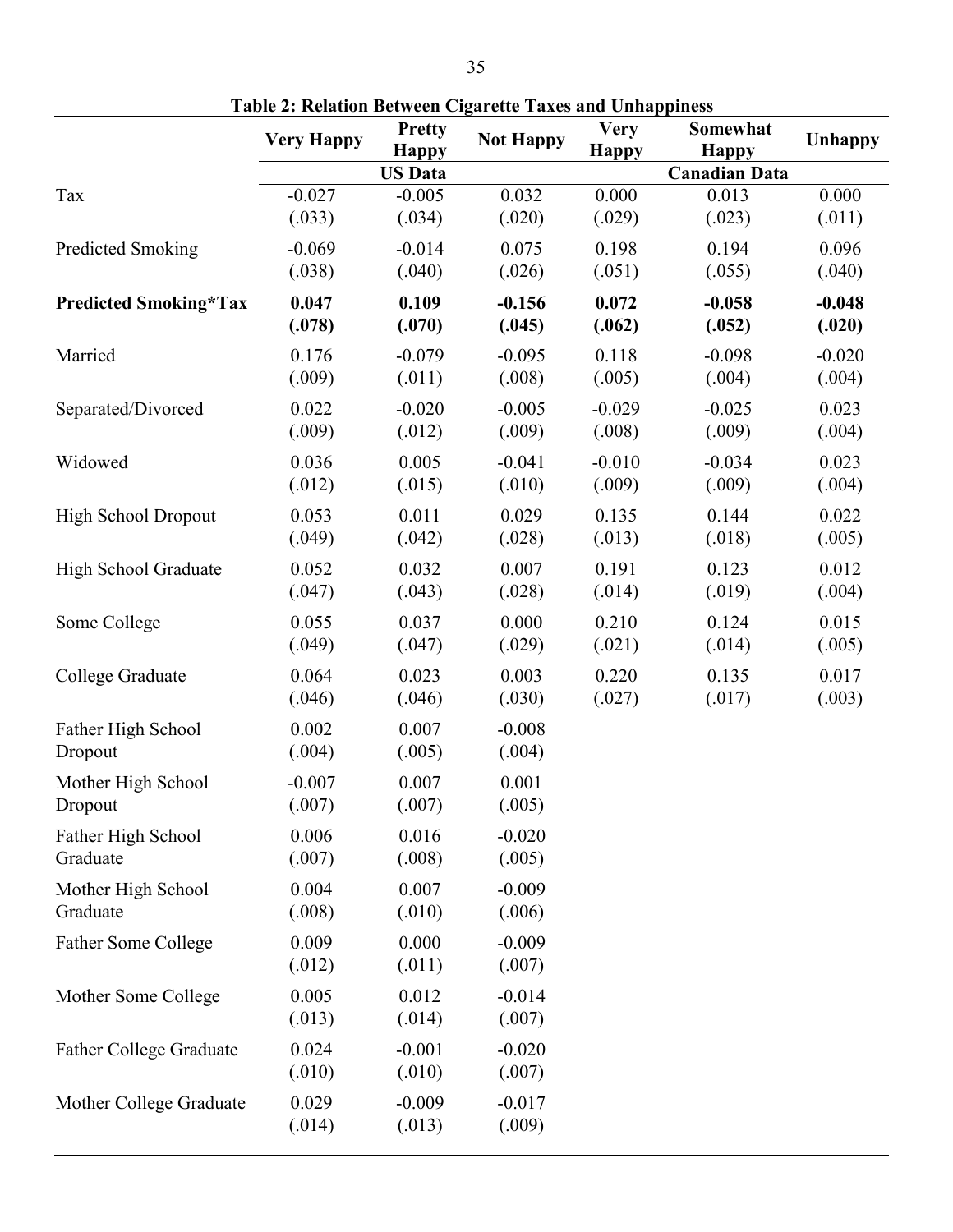**Table 2: Relation Between Cigarette Taxes and Unhappiness**

| | Very Happy | Pretty Happy | Not Happy | Very Happy | Somewhat Happy | Unhappy |
|---|---|---|---|---|---|---|
| | | US Data | | | Canadian Data | |
| Tax | -0.027 | -0.005 | 0.032 | 0.000 | 0.013 | 0.000 |
| | (.033) | (.034) | (.020) | (.029) | (.023) | (.011) |
| Predicted Smoking | -0.069 | -0.014 | 0.075 | 0.198 | 0.194 | 0.096 |
| | (.038) | (.040) | (.026) | (.051) | (.055) | (.040) |
| **Predicted Smoking*Tax** | **0.047** | **0.109** | **-0.156** | **0.072** | **-0.058** | **-0.048** |
| | **(.078)** | **(.070)** | **(.045)** | **(.062)** | **(.052)** | **(.020)** |
| Married | 0.176 | -0.079 | -0.095 | 0.118 | -0.098 | -0.020 |
| | (.009) | (.011) | (.008) | (.005) | (.004) | (.004) |
| Separated/Divorced | 0.022 | -0.020 | -0.005 | -0.029 | -0.025 | 0.023 |
| | (.009) | (.012) | (.009) | (.008) | (.009) | (.004) |
| Widowed | 0.036 | 0.005 | -0.041 | -0.010 | -0.034 | 0.023 |
| | (.012) | (.015) | (.010) | (.009) | (.009) | (.004) |
| High School Dropout | 0.053 | 0.011 | 0.029 | 0.135 | 0.144 | 0.022 |
| | (.049) | (.042) | (.028) | (.013) | (.018) | (.005) |
| High School Graduate | 0.052 | 0.032 | 0.007 | 0.191 | 0.123 | 0.012 |
| | (.047) | (.043) | (.028) | (.014) | (.019) | (.004) |
| Some College | 0.055 | 0.037 | 0.000 | 0.210 | 0.124 | 0.015 |
| | (.049) | (.047) | (.029) | (.021) | (.014) | (.005) |
| College Graduate | 0.064 | 0.023 | 0.003 | 0.220 | 0.135 | 0.017 |
| | (.046) | (.046) | (.030) | (.027) | (.017) | (.003) |
| Father High School Dropout | 0.002 | 0.007 | -0.008 | | | |
| | (.004) | (.005) | (.004) | | | |
| Mother High School Dropout | -0.007 | 0.007 | 0.001 | | | |
| | (.007) | (.007) | (.005) | | | |
| Father High School Graduate | 0.006 | 0.016 | -0.020 | | | |
| | (.007) | (.008) | (.005) | | | |
| Mother High School Graduate | 0.004 | 0.007 | -0.009 | | | |
| | (.008) | (.010) | (.006) | | | |
| Father Some College | 0.009 | 0.000 | -0.009 | | | |
| | (.012) | (.011) | (.007) | | | |
| Mother Some College | 0.005 | 0.012 | -0.014 | | | |
| | (.013) | (.014) | (.007) | | | |
| Father College Graduate | 0.024 | -0.001 | -0.020 | | | |
| | (.010) | (.010) | (.007) | | | |
| Mother College Graduate | 0.029 | -0.009 | -0.017 | | | |
| | (.014) | (.013) | (.009) | | | |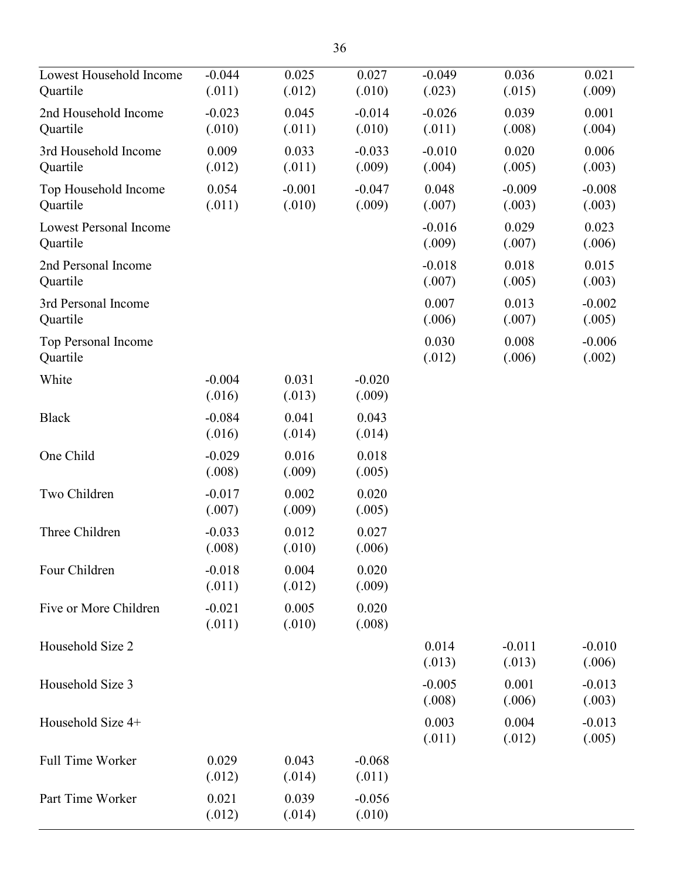| | | | | | | |
|---|---|---|---|---|---|---|
| Lowest Household Income Quartile | -0.044<br>(.011) | 0.025<br>(.012) | 0.027<br>(.010) | -0.049<br>(.023) | 0.036<br>(.015) | 0.021<br>(.009) |
| 2nd Household Income Quartile | -0.023<br>(.010) | 0.045<br>(.011) | -0.014<br>(.010) | -0.026<br>(.011) | 0.039<br>(.008) | 0.001<br>(.004) |
| 3rd Household Income Quartile | 0.009<br>(.012) | 0.033<br>(.011) | -0.033<br>(.009) | -0.010<br>(.004) | 0.020<br>(.005) | 0.006<br>(.003) |
| Top Household Income Quartile | 0.054<br>(.011) | -0.001<br>(.010) | -0.047<br>(.009) | 0.048<br>(.007) | -0.009<br>(.003) | -0.008<br>(.003) |
| Lowest Personal Income Quartile | | | | -0.016<br>(.009) | 0.029<br>(.007) | 0.023<br>(.006) |
| 2nd Personal Income Quartile | | | | -0.018<br>(.007) | 0.018<br>(.005) | 0.015<br>(.003) |
| 3rd Personal Income Quartile | | | | 0.007<br>(.006) | 0.013<br>(.007) | -0.002<br>(.005) |
| Top Personal Income Quartile | | | | 0.030<br>(.012) | 0.008<br>(.006) | -0.006<br>(.002) |
| White | -0.004<br>(.016) | 0.031<br>(.013) | -0.020<br>(.009) | | | |
| Black | -0.084<br>(.016) | 0.041<br>(.014) | 0.043<br>(.014) | | | |
| One Child | -0.029<br>(.008) | 0.016<br>(.009) | 0.018<br>(.005) | | | |
| Two Children | -0.017<br>(.007) | 0.002<br>(.009) | 0.020<br>(.005) | | | |
| Three Children | -0.033<br>(.008) | 0.012<br>(.010) | 0.027<br>(.006) | | | |
| Four Children | -0.018<br>(.011) | 0.004<br>(.012) | 0.020<br>(.009) | | | |
| Five or More Children | -0.021<br>(.011) | 0.005<br>(.010) | 0.020<br>(.008) | | | |
| Household Size 2 | | | | 0.014<br>(.013) | -0.011<br>(.013) | -0.010<br>(.006) |
| Household Size 3 | | | | -0.005<br>(.008) | 0.001<br>(.006) | -0.013<br>(.003) |
| Household Size 4+ | | | | 0.003<br>(.011) | 0.004<br>(.012) | -0.013<br>(.005) |
| Full Time Worker | 0.029<br>(.012) | 0.043<br>(.014) | -0.068<br>(.011) | | | |
| Part Time Worker | 0.021<br>(.012) | 0.039<br>(.014) | -0.056<br>(.010) | | | |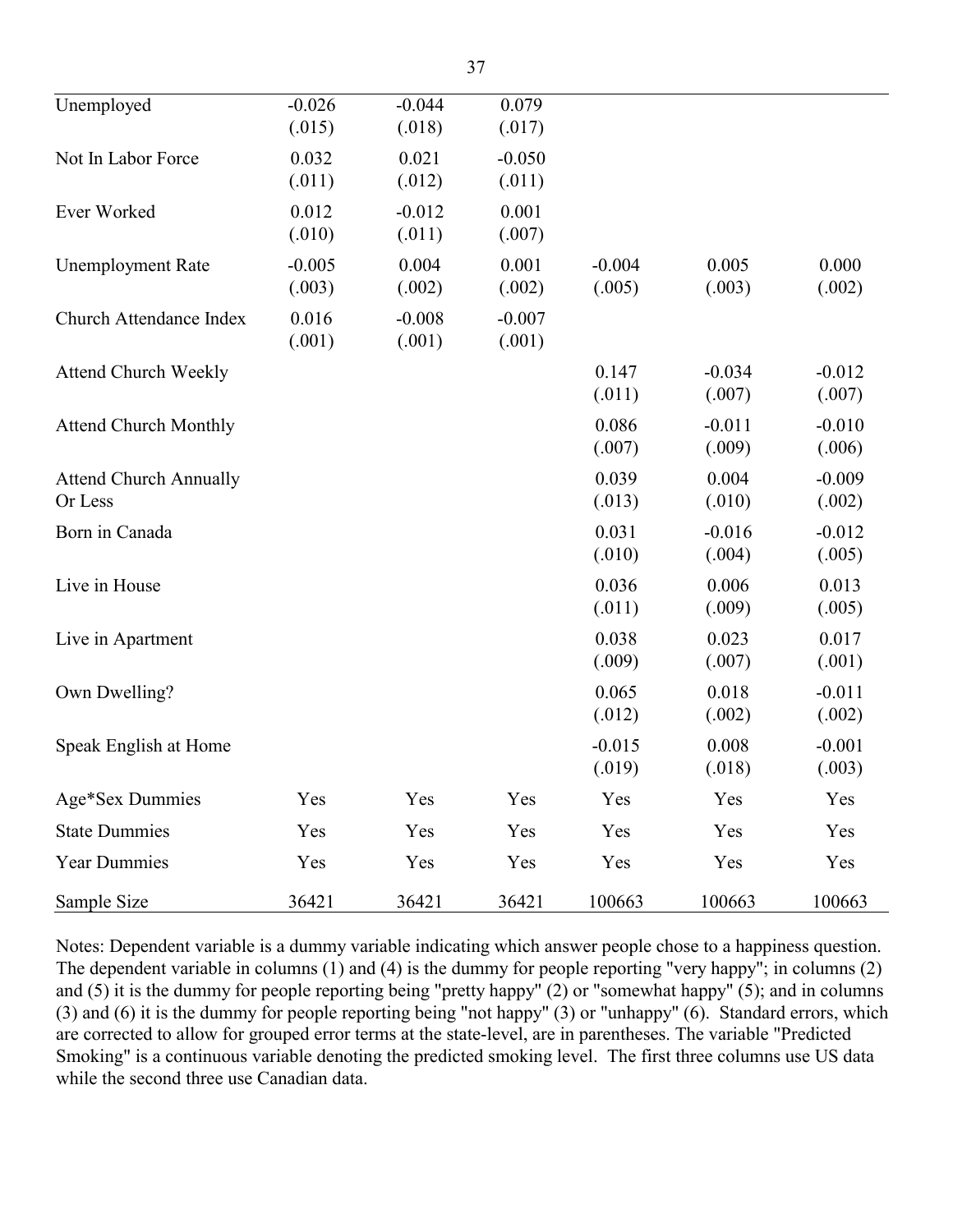| | | | | | | |
|---|---|---|---|---|---|---|
| Unemployed | -0.026<br>(.015) | -0.044<br>(.018) | 0.079<br>(.017) | | | |
| Not In Labor Force | 0.032<br>(.011) | 0.021<br>(.012) | -0.050<br>(.011) | | | |
| Ever Worked | 0.012<br>(.010) | -0.012<br>(.011) | 0.001<br>(.007) | | | |
| Unemployment Rate | -0.005<br>(.003) | 0.004<br>(.002) | 0.001<br>(.002) | -0.004<br>(.005) | 0.005<br>(.003) | 0.000<br>(.002) |
| Church Attendance Index | 0.016<br>(.001) | -0.008<br>(.001) | -0.007<br>(.001) | | | |
| Attend Church Weekly | | | | 0.147<br>(.011) | -0.034<br>(.007) | -0.012<br>(.007) |
| Attend Church Monthly | | | | 0.086<br>(.007) | -0.011<br>(.009) | -0.010<br>(.006) |
| Attend Church Annually Or Less | | | | 0.039<br>(.013) | 0.004<br>(.010) | -0.009<br>(.002) |
| Born in Canada | | | | 0.031<br>(.010) | -0.016<br>(.004) | -0.012<br>(.005) |
| Live in House | | | | 0.036<br>(.011) | 0.006<br>(.009) | 0.013<br>(.005) |
| Live in Apartment | | | | 0.038<br>(.009) | 0.023<br>(.007) | 0.017<br>(.001) |
| Own Dwelling? | | | | 0.065<br>(.012) | 0.018<br>(.002) | -0.011<br>(.002) |
| Speak English at Home | | | | -0.015<br>(.019) | 0.008<br>(.018) | -0.001<br>(.003) |
| Age*Sex Dummies | Yes | Yes | Yes | Yes | Yes | Yes |
| State Dummies | Yes | Yes | Yes | Yes | Yes | Yes |
| Year Dummies | Yes | Yes | Yes | Yes | Yes | Yes |
| Sample Size | 36421 | 36421 | 36421 | 100663 | 100663 | 100663 |

Notes: Dependent variable is a dummy variable indicating which answer people chose to a happiness question. The dependent variable in columns (1) and (4) is the dummy for people reporting "very happy"; in columns (2) and (5) it is the dummy for people reporting being "pretty happy" (2) or "somewhat happy" (5); and in columns (3) and (6) it is the dummy for people reporting being "not happy" (3) or "unhappy" (6). Standard errors, which are corrected to allow for grouped error terms at the state-level, are in parentheses. The variable "Predicted Smoking" is a continuous variable denoting the predicted smoking level. The first three columns use US data while the second three use Canadian data.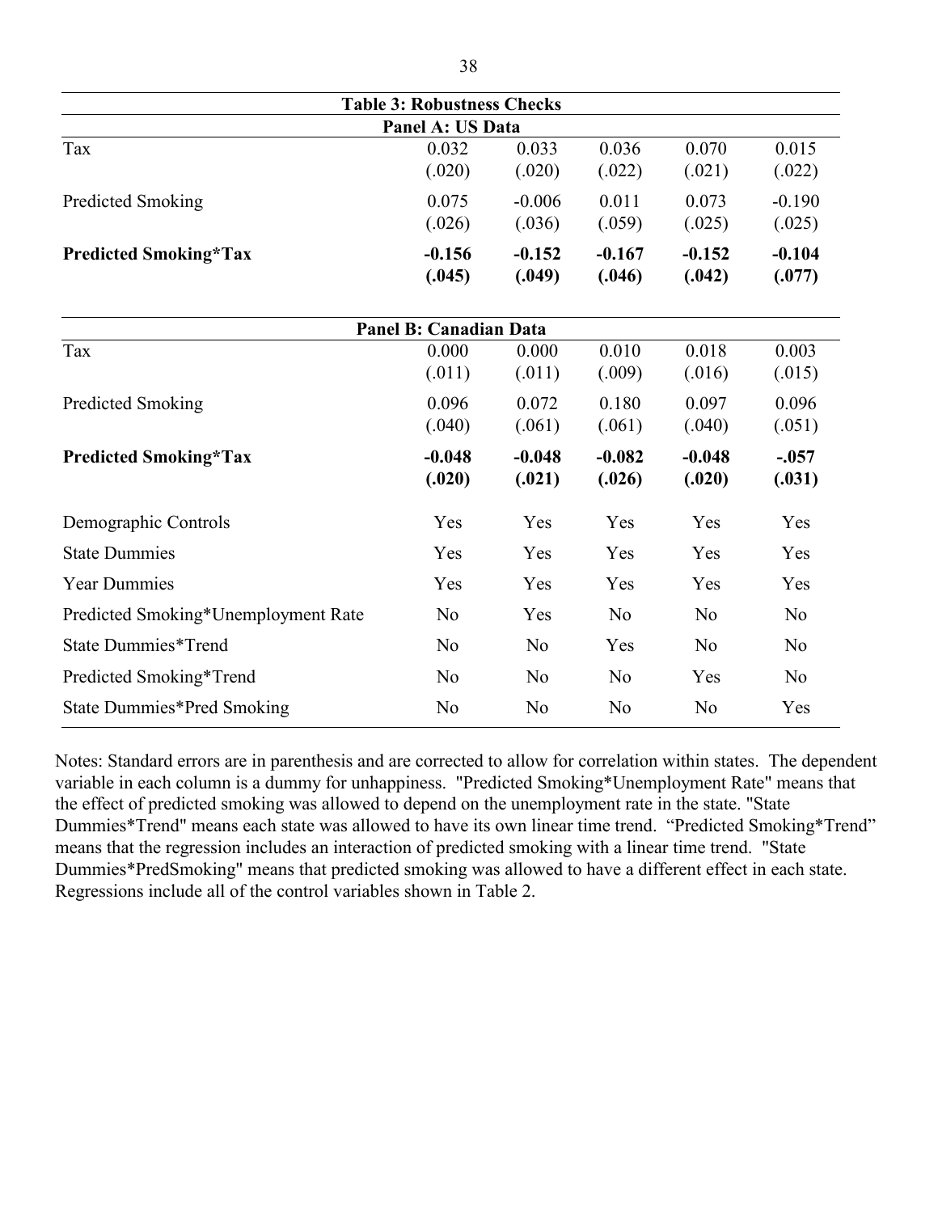**Table 3: Robustness Checks**

| | | | | | |
|---|---|---|---|---|---|
| **Panel A: US Data** | | | | | |
| Tax | 0.032 | 0.033 | 0.036 | 0.070 | 0.015 |
| | (.020) | (.020) | (.022) | (.021) | (.022) |
| Predicted Smoking | 0.075 | -0.006 | 0.011 | 0.073 | -0.190 |
| | (.026) | (.036) | (.059) | (.025) | (.025) |
| **Predicted Smoking*Tax** | **-0.156** | **-0.152** | **-0.167** | **-0.152** | **-0.104** |
| | **(.045)** | **(.049)** | **(.046)** | **(.042)** | **(.077)** |
| **Panel B: Canadian Data** | | | | | |
| Tax | 0.000 | 0.000 | 0.010 | 0.018 | 0.003 |
| | (.011) | (.011) | (.009) | (.016) | (.015) |
| Predicted Smoking | 0.096 | 0.072 | 0.180 | 0.097 | 0.096 |
| | (.040) | (.061) | (.061) | (.040) | (.051) |
| **Predicted Smoking*Tax** | **-0.048** | **-0.048** | **-0.082** | **-0.048** | **-.057** |
| | **(.020)** | **(.021)** | **(.026)** | **(.020)** | **(.031)** |
| Demographic Controls | Yes | Yes | Yes | Yes | Yes |
| State Dummies | Yes | Yes | Yes | Yes | Yes |
| Year Dummies | Yes | Yes | Yes | Yes | Yes |
| Predicted Smoking*Unemployment Rate | No | Yes | No | No | No |
| State Dummies*Trend | No | No | Yes | No | No |
| Predicted Smoking*Trend | No | No | No | Yes | No |
| State Dummies*Pred Smoking | No | No | No | No | Yes |

Notes: Standard errors are in parenthesis and are corrected to allow for correlation within states. The dependent variable in each column is a dummy for unhappiness. "Predicted Smoking*Unemployment Rate" means that the effect of predicted smoking was allowed to depend on the unemployment rate in the state. "State Dummies*Trend" means each state was allowed to have its own linear time trend. "Predicted Smoking*Trend" means that the regression includes an interaction of predicted smoking with a linear time trend. "State Dummies*PredSmoking" means that predicted smoking was allowed to have a different effect in each state. Regressions include all of the control variables shown in Table 2.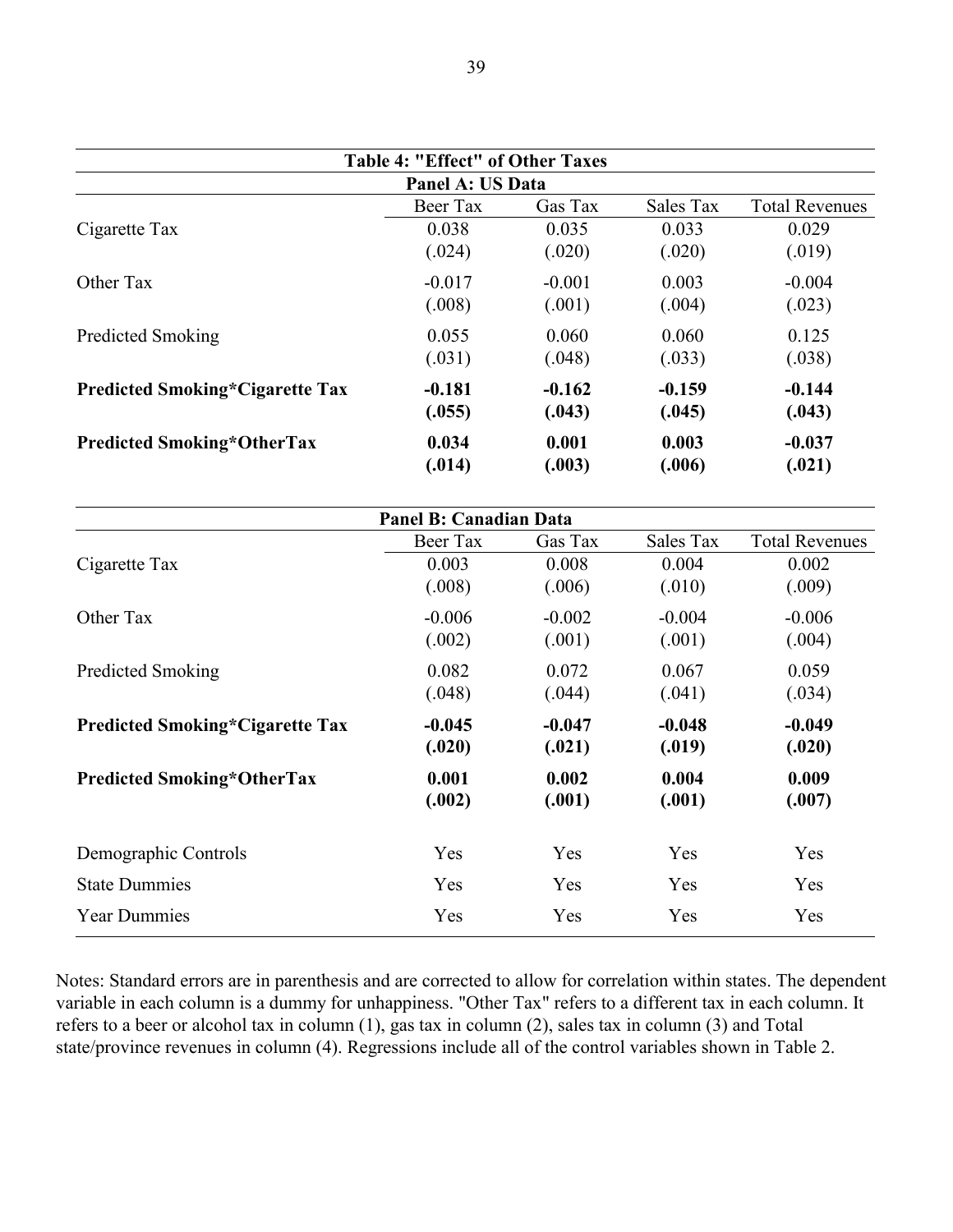**Table 4: "Effect" of Other Taxes**

**Panel A: US Data**

| | Beer Tax | Gas Tax | Sales Tax | Total Revenues |
|---|---|---|---|---|
| Cigarette Tax | 0.038 | 0.035 | 0.033 | 0.029 |
| | (.024) | (.020) | (.020) | (.019) |
| Other Tax | -0.017 | -0.001 | 0.003 | -0.004 |
| | (.008) | (.001) | (.004) | (.023) |
| Predicted Smoking | 0.055 | 0.060 | 0.060 | 0.125 |
| | (.031) | (.048) | (.033) | (.038) |
| **Predicted Smoking*Cigarette Tax** | **-0.181** | **-0.162** | **-0.159** | **-0.144** |
| | **(.055)** | **(.043)** | **(.045)** | **(.043)** |
| **Predicted Smoking*OtherTax** | **0.034** | **0.001** | **0.003** | **-0.037** |
| | **(.014)** | **(.003)** | **(.006)** | **(.021)** |

**Panel B: Canadian Data**

| | Beer Tax | Gas Tax | Sales Tax | Total Revenues |
|---|---|---|---|---|
| Cigarette Tax | 0.003 | 0.008 | 0.004 | 0.002 |
| | (.008) | (.006) | (.010) | (.009) |
| Other Tax | -0.006 | -0.002 | -0.004 | -0.006 |
| | (.002) | (.001) | (.001) | (.004) |
| Predicted Smoking | 0.082 | 0.072 | 0.067 | 0.059 |
| | (.048) | (.044) | (.041) | (.034) |
| **Predicted Smoking*Cigarette Tax** | **-0.045** | **-0.047** | **-0.048** | **-0.049** |
| | **(.020)** | **(.021)** | **(.019)** | **(.020)** |
| **Predicted Smoking*OtherTax** | **0.001** | **0.002** | **0.004** | **0.009** |
| | **(.002)** | **(.001)** | **(.001)** | **(.007)** |
| Demographic Controls | Yes | Yes | Yes | Yes |
| State Dummies | Yes | Yes | Yes | Yes |
| Year Dummies | Yes | Yes | Yes | Yes |

Notes: Standard errors are in parenthesis and are corrected to allow for correlation within states. The dependent variable in each column is a dummy for unhappiness. "Other Tax" refers to a different tax in each column. It refers to a beer or alcohol tax in column (1), gas tax in column (2), sales tax in column (3) and Total state/province revenues in column (4). Regressions include all of the control variables shown in Table 2.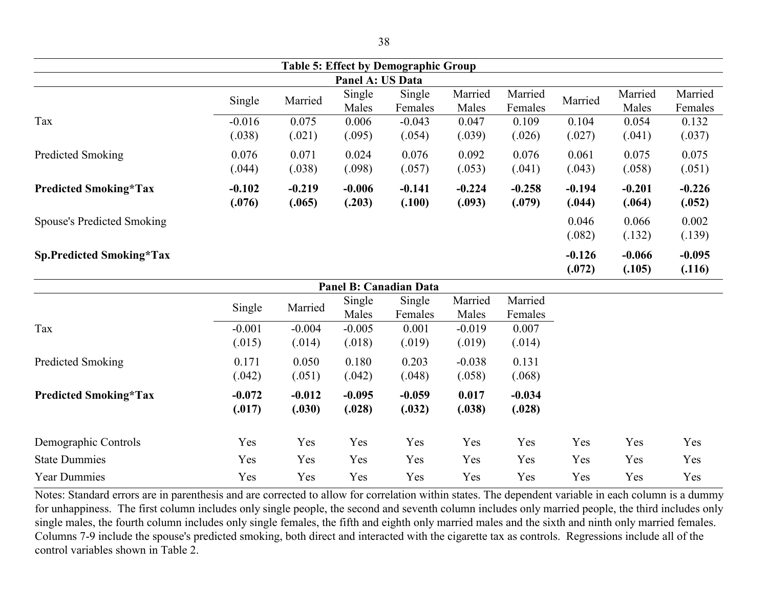**Table 5: Effect by Demographic Group**

**Panel A: US Data**

| | Single | Married | Single Males | Single Females | Married Males | Married Females | Married | Married Males | Married Females |
|---|---|---|---|---|---|---|---|---|---|
| Tax | -0.016 | 0.075 | 0.006 | -0.043 | 0.047 | 0.109 | 0.104 | 0.054 | 0.132 |
| | (.038) | (.021) | (.095) | (.054) | (.039) | (.026) | (.027) | (.041) | (.037) |
| Predicted Smoking | 0.076 | 0.071 | 0.024 | 0.076 | 0.092 | 0.076 | 0.061 | 0.075 | 0.075 |
| | (.044) | (.038) | (.098) | (.057) | (.053) | (.041) | (.043) | (.058) | (.051) |
| **Predicted Smoking*Tax** | **-0.102** | **-0.219** | **-0.006** | **-0.141** | **-0.224** | **-0.258** | **-0.194** | **-0.201** | **-0.226** |
| | **(.076)** | **(.065)** | **(.203)** | **(.100)** | **(.093)** | **(.079)** | **(.044)** | **(.064)** | **(.052)** |
| Spouse's Predicted Smoking | | | | | | | 0.046 | 0.066 | 0.002 |
| | | | | | | | (.082) | (.132) | (.139) |
| **Sp.Predicted Smoking*Tax** | | | | | | | **-0.126** | **-0.066** | **-0.095** |
| | | | | | | | **(.072)** | **(.105)** | **(.116)** |

**Panel B: Canadian Data**

| | Single | Married | Single Males | Single Females | Married Males | Married Females | | | |
|---|---|---|---|---|---|---|---|---|---|
| Tax | -0.001 | -0.004 | -0.005 | 0.001 | -0.019 | 0.007 | | | |
| | (.015) | (.014) | (.018) | (.019) | (.019) | (.014) | | | |
| Predicted Smoking | 0.171 | 0.050 | 0.180 | 0.203 | -0.038 | 0.131 | | | |
| | (.042) | (.051) | (.042) | (.048) | (.058) | (.068) | | | |
| **Predicted Smoking*Tax** | **-0.072** | **-0.012** | **-0.095** | **-0.059** | **0.017** | **-0.034** | | | |
| | **(.017)** | **(.030)** | **(.028)** | **(.032)** | **(.038)** | **(.028)** | | | |
| Demographic Controls | Yes | Yes | Yes | Yes | Yes | Yes | Yes | Yes | Yes |
| State Dummies | Yes | Yes | Yes | Yes | Yes | Yes | Yes | Yes | Yes |
| Year Dummies | Yes | Yes | Yes | Yes | Yes | Yes | Yes | Yes | Yes |

Notes: Standard errors are in parenthesis and are corrected to allow for correlation within states. The dependent variable in each column is a dummy for unhappiness. The first column includes only single people, the second and seventh column includes only married people, the third includes only single males, the fourth column includes only single females, the fifth and eighth only married males and the sixth and ninth only married females. Columns 7-9 include the spouse's predicted smoking, both direct and interacted with the cigarette tax as controls. Regressions include all of the control variables shown in Table 2.